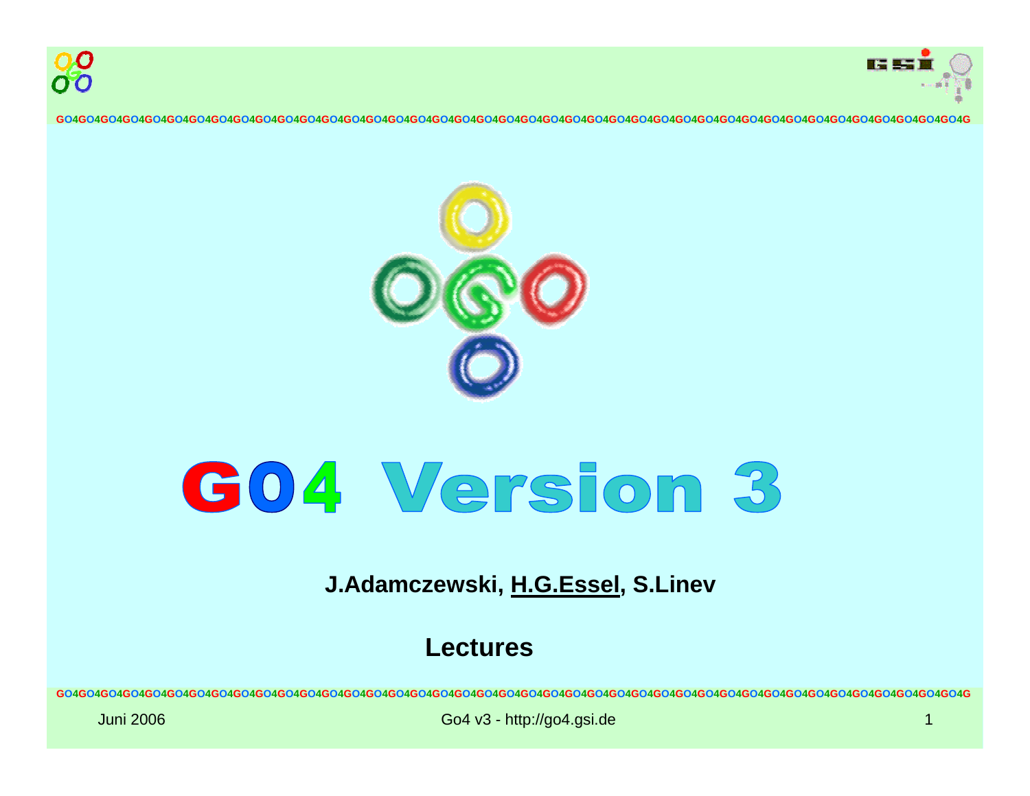# GO4 Version 3

**J.Adamczewski, H.G.Essel, S.Linev**

**Lectures**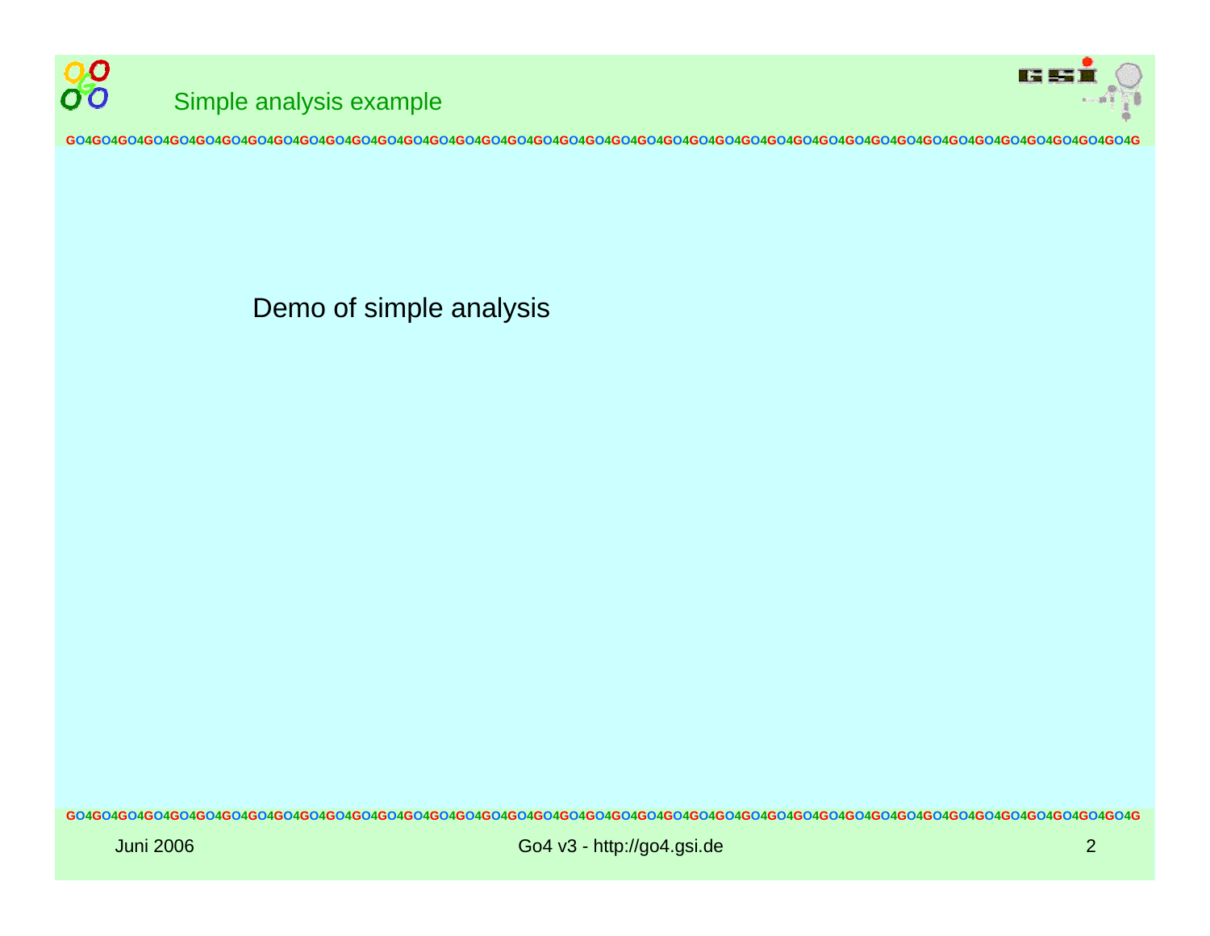# Simple analysis example

Demo of simple analysis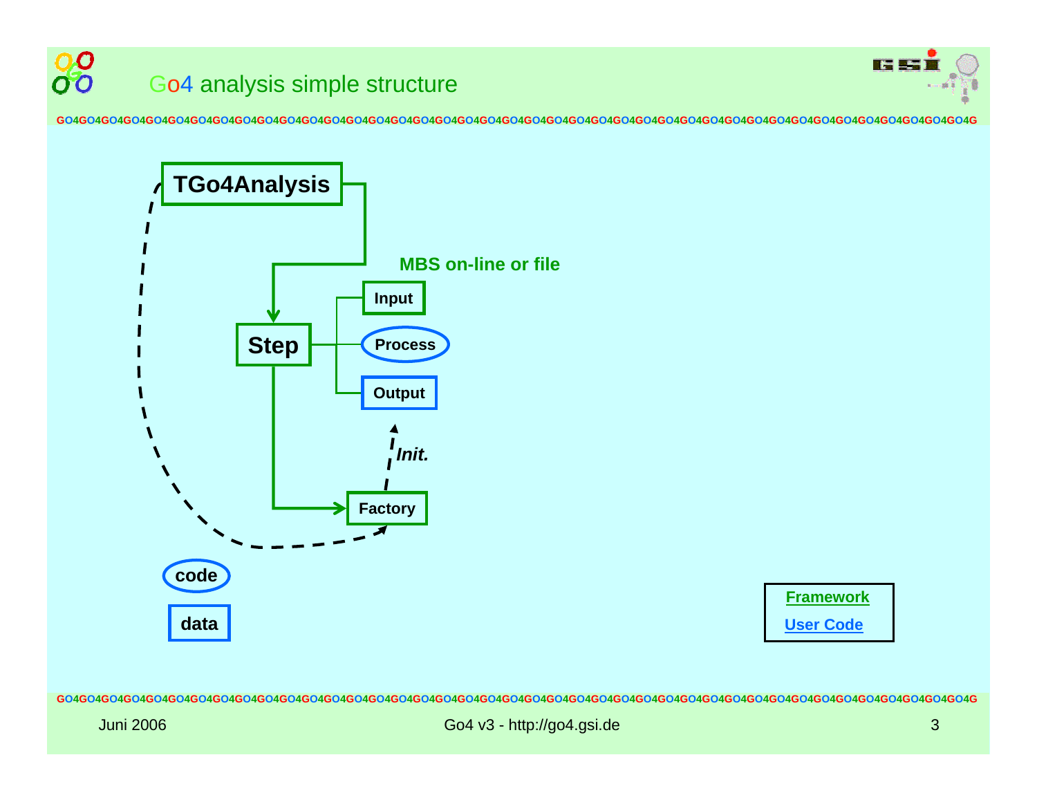# Go4 analysis simple structure

TGo4Analysis

MBS on-line or file

Input

Step

Process

Output

*Init.*

Factory

code

data

Framework

User Code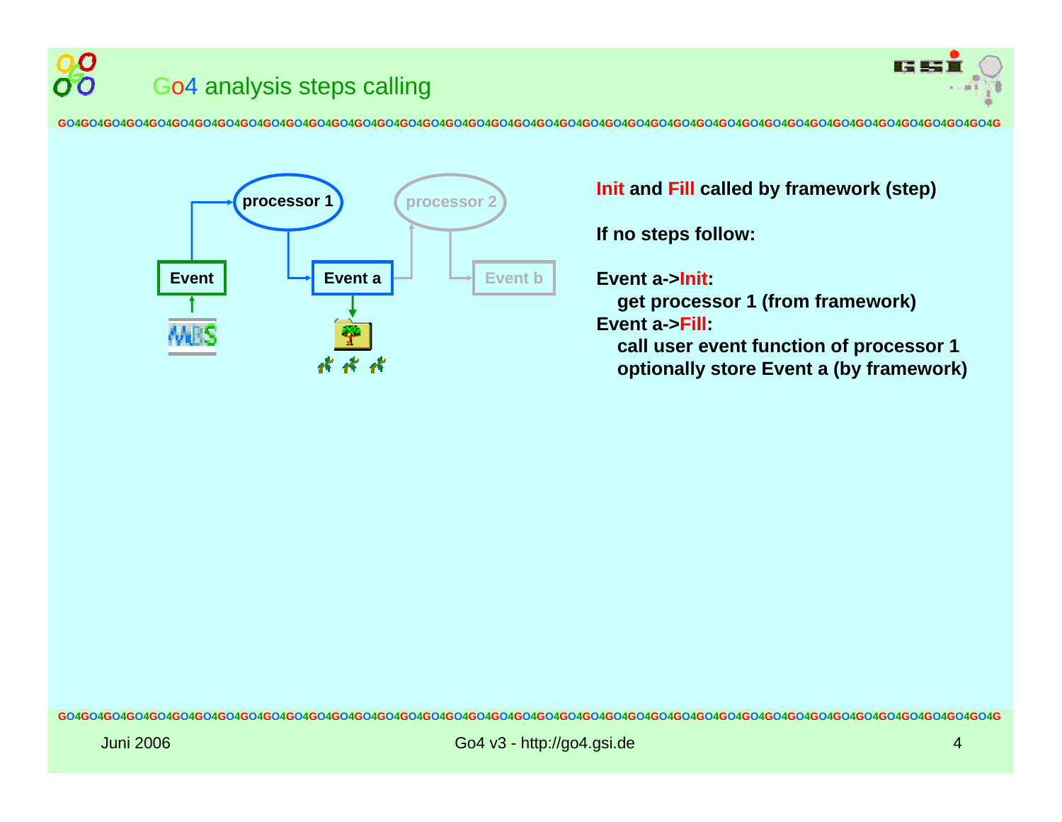# Go4 analysis steps calling

processor 1

processor 2

Event

Event a

Event b

**Init and Fill called by framework (step)**

**If no steps follow:**

**Event a->Init:**
  **get processor 1 (from framework)**
**Event a->Fill:**
  **call user event function of processor 1**
  **optionally store Event a (by framework)**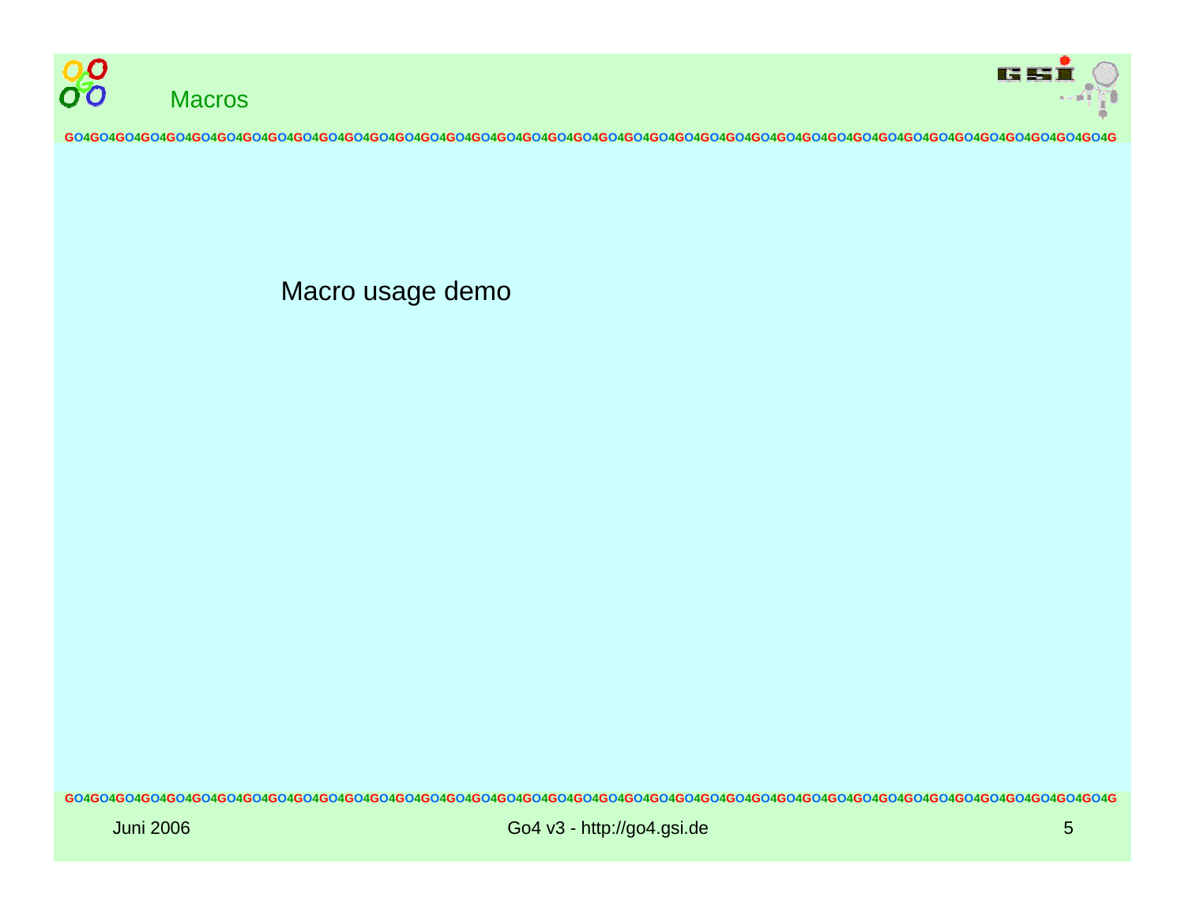# Macros

Macro usage demo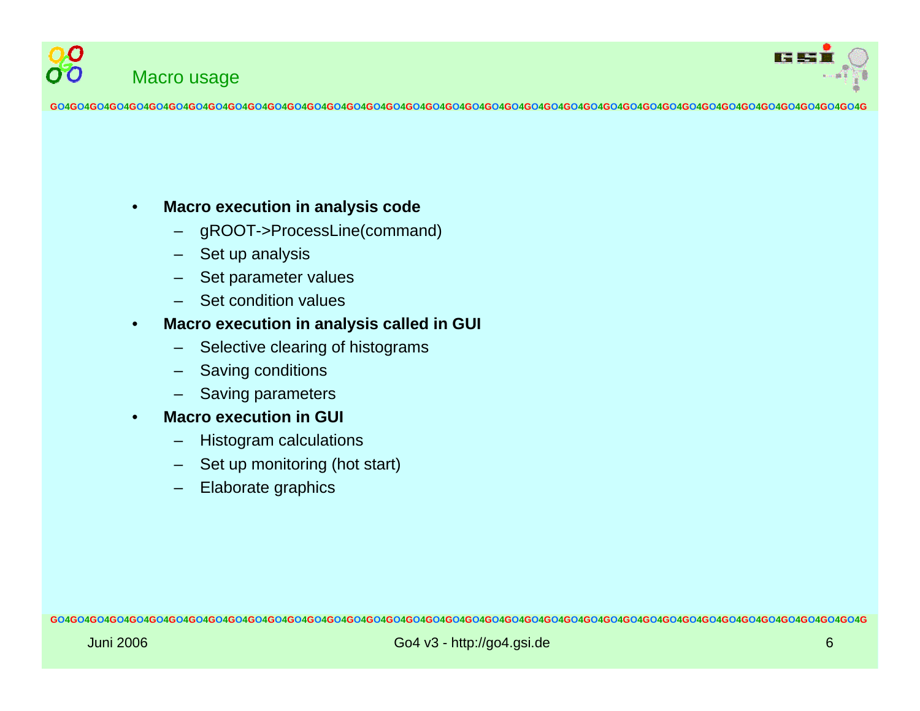## Macro usage

- **Macro execution in analysis code**
  - gROOT->ProcessLine(command)
  - Set up analysis
  - Set parameter values
  - Set condition values
- **Macro execution in analysis called in GUI**
  - Selective clearing of histograms
  - Saving conditions
  - Saving parameters
- **Macro execution in GUI**
  - Histogram calculations
  - Set up monitoring (hot start)
  - Elaborate graphics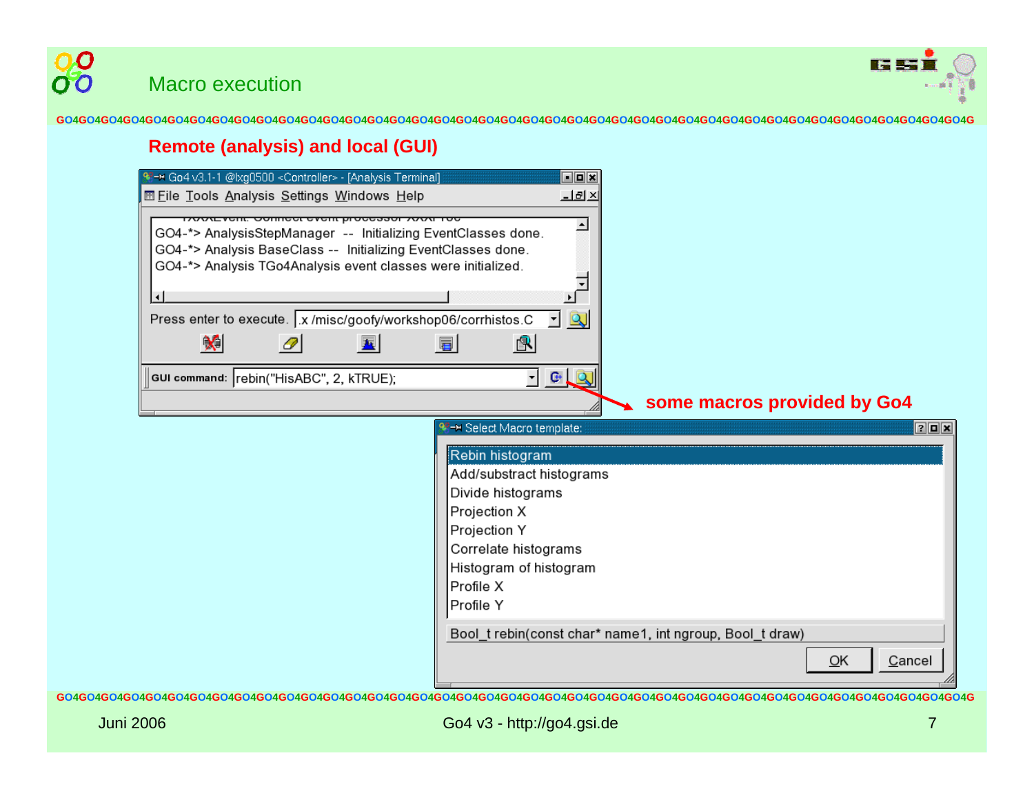# Macro execution

## Remote (analysis) and local (GUI)

Go4 v3.1-1 @lxg0500 <Controller> - [Analysis Terminal]

File Tools Analysis Settings Windows Help

```
GO4-*> AnalysisStepManager  --  Initializing EventClasses done.
GO4-*> Analysis BaseClass --  Initializing EventClasses done.
GO4-*> Analysis TGo4Analysis event classes were initialized.
```

Press enter to execute. .x /misc/goofy/workshop06/corrhistos.C

GUI command: rebin("HisABC", 2, kTRUE);

**some macros provided by Go4**

Select Macro template:

- Rebin histogram
- Add/substract histograms
- Divide histograms
- Projection X
- Projection Y
- Correlate histograms
- Histogram of histogram
- Profile X
- Profile Y

Bool_t rebin(const char* name1, int ngroup, Bool_t draw)

OK Cancel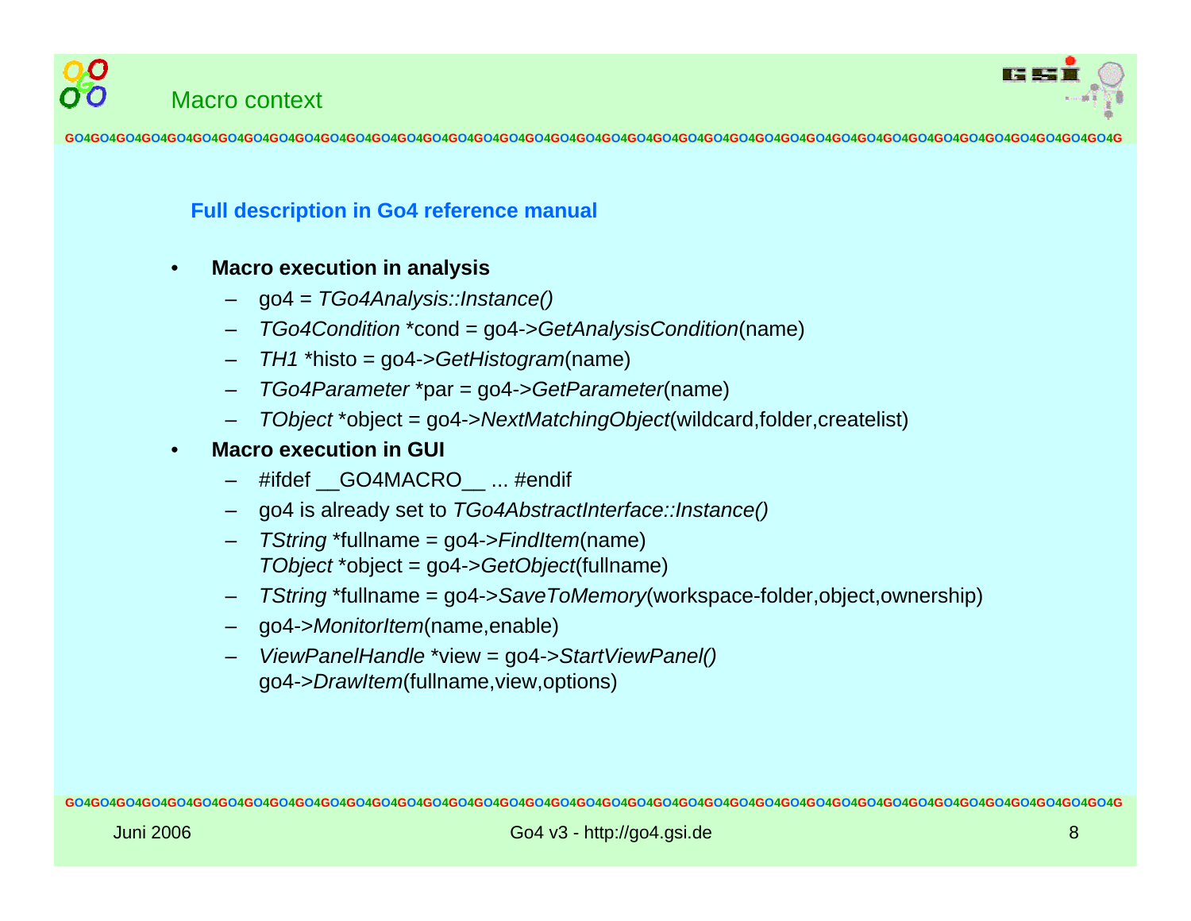# Macro context

**Full description in Go4 reference manual**

- **Macro execution in analysis**
  - go4 = *TGo4Analysis::Instance()*
  - *TGo4Condition* *cond = go4->*GetAnalysisCondition*(name)
  - *TH1* *histo = go4->*GetHistogram*(name)
  - *TGo4Parameter* *par = go4->*GetParameter*(name)
  - *TObject* *object = go4->*NextMatchingObject*(wildcard,folder,createlist)
- **Macro execution in GUI**
  - #ifdef __GO4MACRO__ ... #endif
  - go4 is already set to *TGo4AbstractInterface::Instance()*
  - *TString* *fullname = go4->*FindItem*(name)
    *TObject* *object = go4->*GetObject*(fullname)
  - *TString* *fullname = go4->*SaveToMemory*(workspace-folder,object,ownership)
  - go4->*MonitorItem*(name,enable)
  - *ViewPanelHandle* *view = go4->*StartViewPanel()*
    go4->*DrawItem*(fullname,view,options)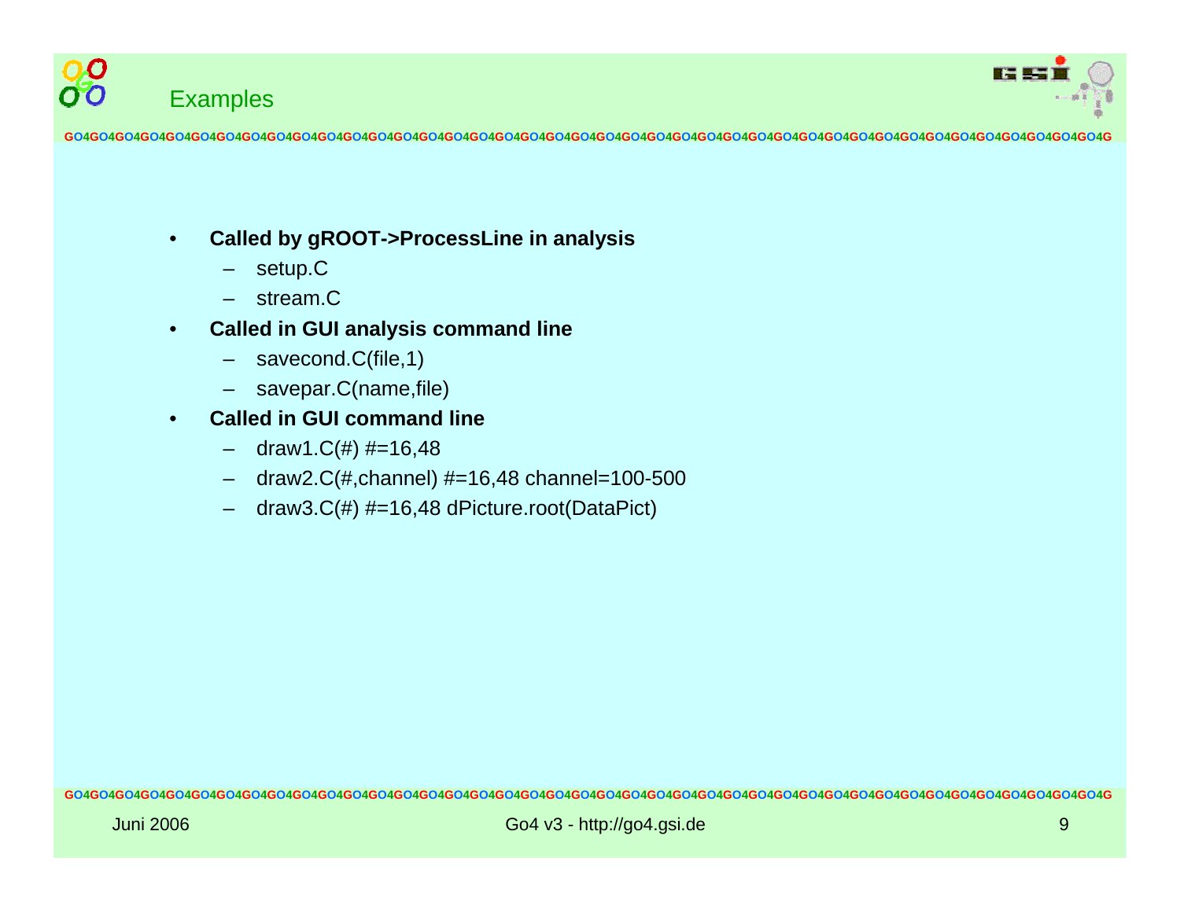# Examples

- **Called by gROOT->ProcessLine in analysis**
  - setup.C
  - stream.C
- **Called in GUI analysis command line**
  - savecond.C(file,1)
  - savepar.C(name,file)
- **Called in GUI command line**
  - draw1.C(#) #=16,48
  - draw2.C(#,channel) #=16,48 channel=100-500
  - draw3.C(#) #=16,48 dPicture.root(DataPict)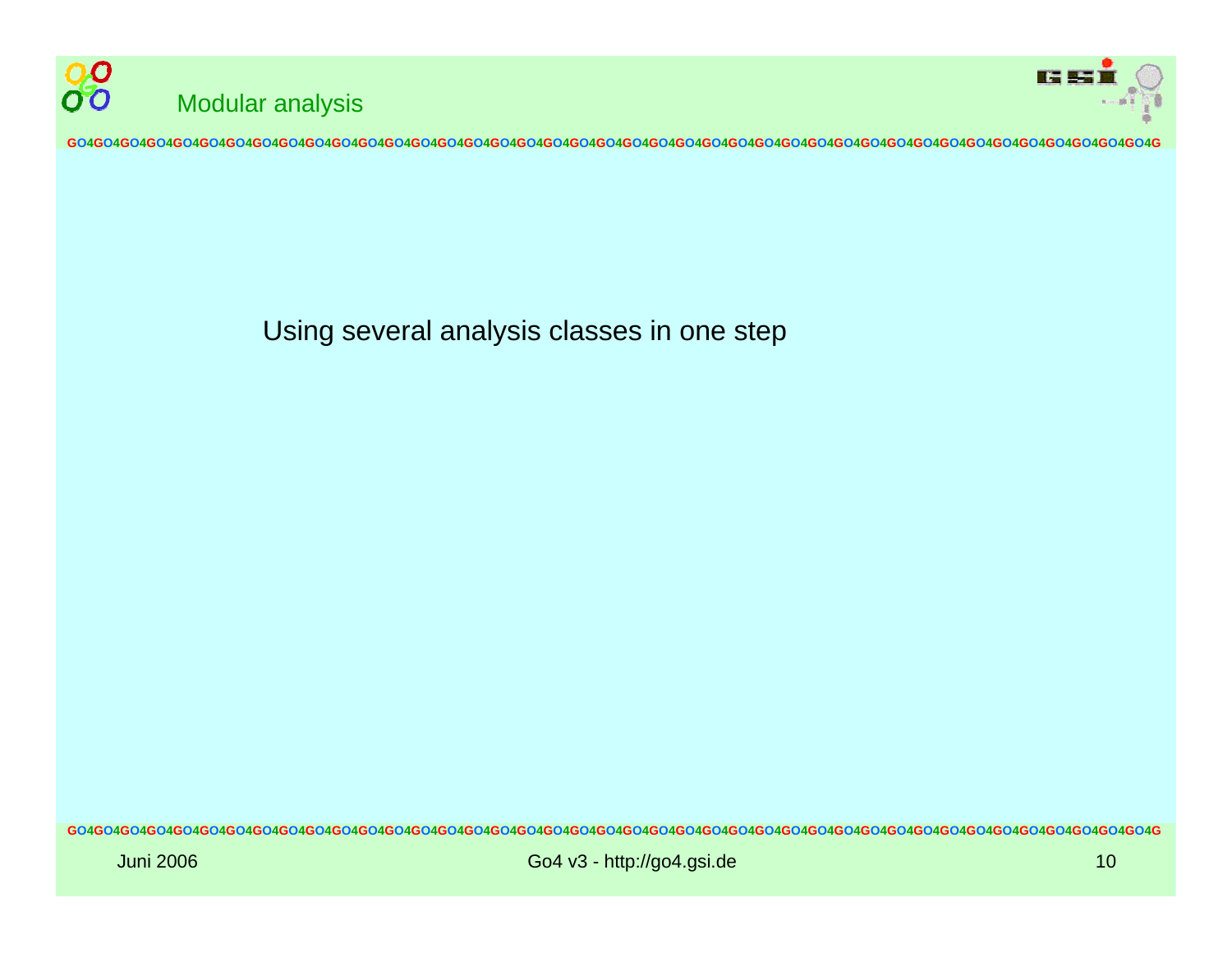# Modular analysis

Using several analysis classes in one step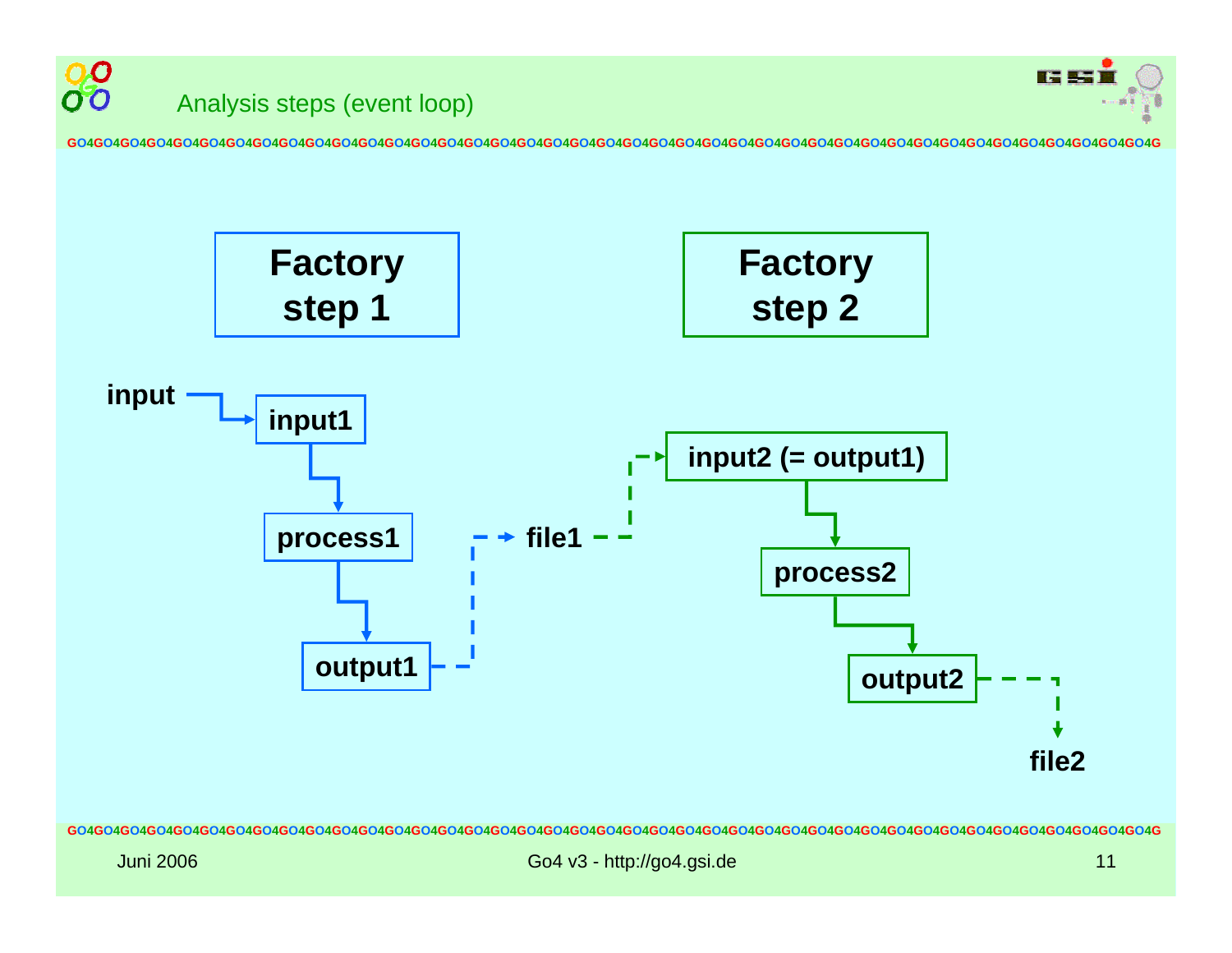## Analysis steps (event loop)

**Factory step 1**

**Factory step 2**

input → **input1** → **process1** → **output1** → file1

file1 → **input2 (= output1)** → **process2** → **output2** → file2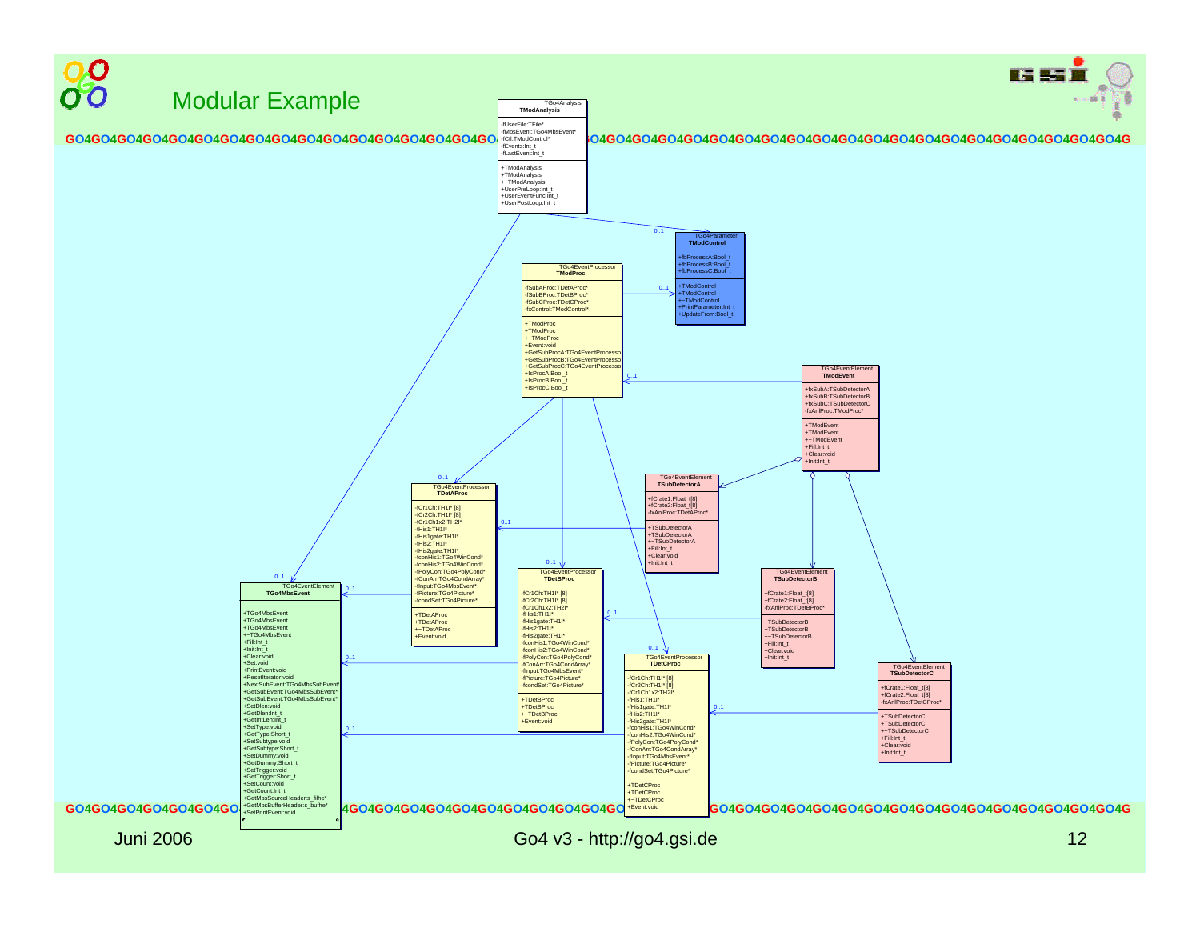# Modular Example

**TModAnalysis** (TGo4Analysis)

- -fUserFile:TFile*
- -fMbsEvent:TGo4MbsEvent*
- -fCtl:TModControl*
- -fEvents:Int_t
- -fLastEvent:Int_t

- +TModAnalysis
- +TModAnalysis
- +~TModAnalysis
- +UserPreLoop:Int_t
- +UserEventFunc:Int_t
- +UserPostLoop:Int_t

**TModControl** (TGo4Parameter)

- +fbProcessA:Bool_t
- +fbProcessB:Bool_t
- +fbProcessC:Bool_t

- +TModControl
- +TModControl
- +~TModControl
- +PrintParameter:Int_t
- +UpdateFrom:Bool_t

**TModProc** (TGo4EventProcessor)

- -fSubAProc:TDetAProc*
- -fSubBProc:TDetBProc*
- -fSubCProc:TDetCProc*
- -fxControl:TModControl*

- +TModProc
- +TModProc
- +~TModProc
- +Event:void
- +GetSubProcA:TGo4EventProcesso
- +GetSubProcB:TGo4EventProcesso
- +GetSubProcC:TGo4EventProcesso
- +IsProcA:Bool_t
- +IsProcB:Bool_t
- +IsProcC:Bool_t

**TModEvent** (TGo4EventElement)

- +fxSubA:TSubDetectorA
- +fxSubB:TSubDetectorB
- +fxSubC:TSubDetectorC
- -fxAnlProc:TModProc*

- +TModEvent
- +TModEvent
- +~TModEvent
- +Fill:Int_t
- +Clear:void
- +Init:Int_t

**TDetAProc** (TGo4EventProcessor)

- -fCr1Ch:TH1I* [8]
- -fCr2Ch:TH1I* [8]
- -fCr1Ch1x2:TH2I*
- -fHis1:TH1I*
- -fHis1gate:TH1I*
- -fHis2:TH1I*
- -fHis2gate:TH1I*
- -fconHis1:TGo4WinCond*
- -fconHis2:TGo4WinCond*
- -fPolyCon:TGo4PolyCond*
- -fConArr:TGo4CondArray*
- -fInput:TGo4MbsEvent*
- -fPicture:TGo4Picture*
- -fcondSet:TGo4Picture*

- +TDetAProc
- +TDetAProc
- +~TDetAProc
- +Event:void

**TSubDetectorA** (TGo4EventElement)

- +fCrate1:Float_t[8]
- +fCrate2:Float_t[8]
- -fxAnlProc:TDetAProc*

- +TSubDetectorA
- +TSubDetectorA
- +~TSubDetectorA
- +Fill:Int_t
- +Clear:void
- +Init:Int_t

**TGo4MbsEvent** (TGo4EventElement)

- +TGo4MbsEvent
- +TGo4MbsEvent
- +TGo4MbsEvent
- +~TGo4MbsEvent
- +Fill:Int_t
- +Init:Int_t
- +Clear:void
- +Set:void
- +PrintEvent:void
- +ResetIterator:void
- +NextSubEvent:TGo4MbsSubEvent*
- +GetSubEvent:TGo4MbsSubEvent*
- +GetSubEvent:TGo4MbsSubEvent*
- +SetDlen:void
- +GetDlen:Int_t
- +GetIntLen:Int_t
- +SetType:void
- +GetType:Short_t
- +SetSubtype:void
- +GetSubtype:Short_t
- +SetDummy:void
- +GetDummy:Short_t
- +SetTrigger:void
- +GetTrigger:Short_t
- +SetCount:void
- +GetCount:Int_t
- +GetMbsSourceHeader:s_filhe*
- +GetMbsBufferHeader:s_bufhe*
- +SetPrintEvent:void

**TDetBProc** (TGo4EventProcessor)

- -fCr1Ch:TH1I* [8]
- -fCr2Ch:TH1I* [8]
- -fCr1Ch1x2:TH2I*
- -fHis1:TH1I*
- -fHis1gate:TH1I*
- -fHis2:TH1I*
- -fHis2gate:TH1I*
- -fconHis1:TGo4WinCond*
- -fconHis2:TGo4WinCond*
- -fPolyCon:TGo4PolyCond*
- -fConArr:TGo4CondArray*
- -fInput:TGo4MbsEvent*
- -fPicture:TGo4Picture*
- -fcondSet:TGo4Picture*

- +TDetBProc
- +TDetBProc
- +~TDetBProc
- +Event:void

**TSubDetectorB** (TGo4EventElement)

- +fCrate1:Float_t[8]
- +fCrate2:Float_t[8]
- -fxAnlProc:TDetBProc*

- +TSubDetectorB
- +TSubDetectorB
- +~TSubDetectorB
- +Fill:Int_t
- +Clear:void
- +Init:Int_t

**TDetCProc** (TGo4EventProcessor)

- -fCr1Ch:TH1I* [8]
- -fCr2Ch:TH1I* [8]
- -fCr1Ch1x2:TH2I*
- -fHis1:TH1I*
- -fHis1gate:TH1I*
- -fHis2:TH1I*
- -fHis2gate:TH1I*
- -fconHis1:TGo4WinCond*
- -fconHis2:TGo4WinCond*
- -fPolyCon:TGo4PolyCond*
- -fConArr:TGo4CondArray*
- -fInput:TGo4MbsEvent*
- -fPicture:TGo4Picture*
- -fcondSet:TGo4Picture*

- +TDetCProc
- +TDetCProc
- +~TDetCProc
- +Event:void

**TSubDetectorC** (TGo4EventElement)

- +fCrate1:Float_t[8]
- +fCrate2:Float_t[8]
- -fxAnlProc:TDetCProc*

- +TSubDetectorC
- +TSubDetectorC
- +~TSubDetectorC
- +Fill:Int_t
- +Clear:void
- +Init:Int_t

Juni 2006 — Go4 v3 - http://go4.gsi.de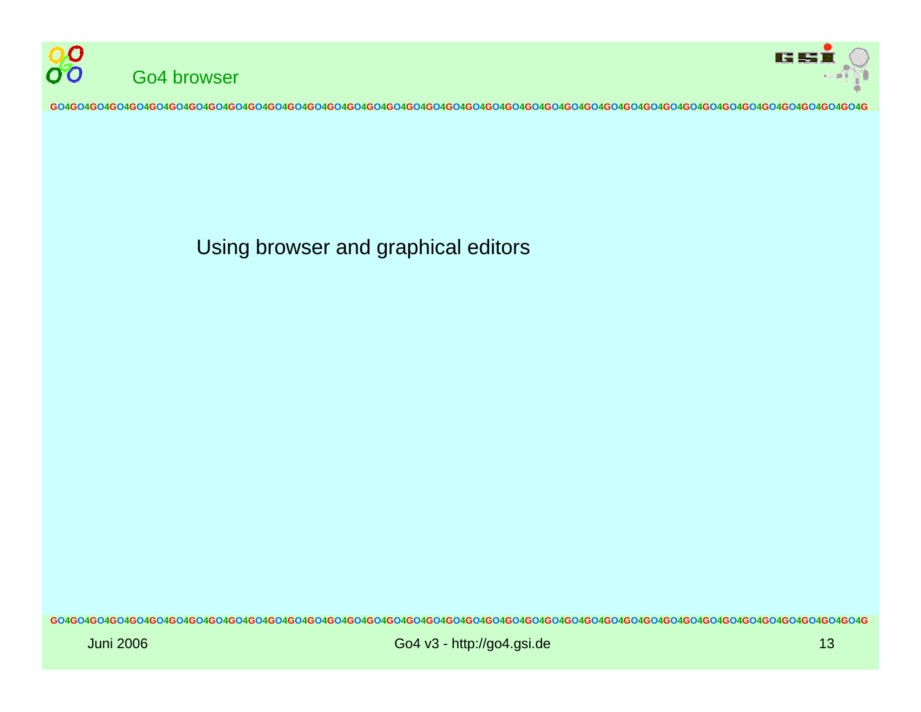# Go4 browser

Using browser and graphical editors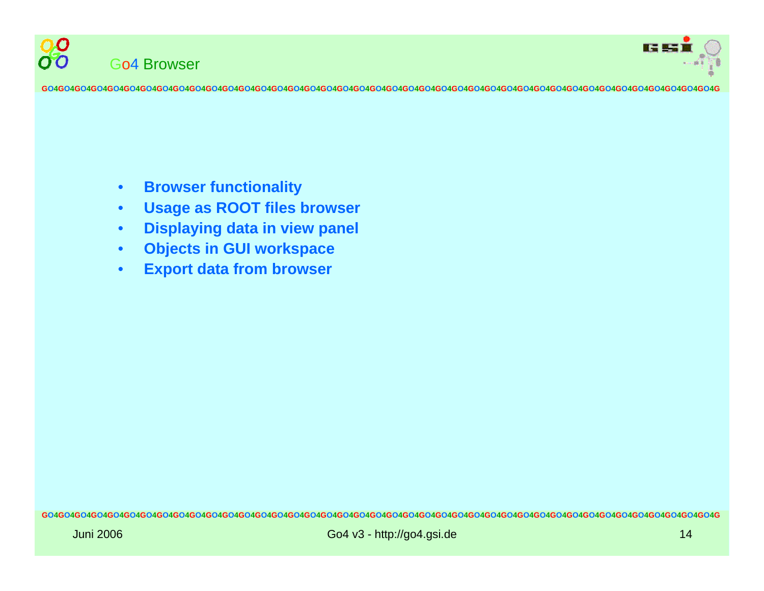# Go4 Browser

- **Browser functionality**
- **Usage as ROOT files browser**
- **Displaying data in view panel**
- **Objects in GUI workspace**
- **Export data from browser**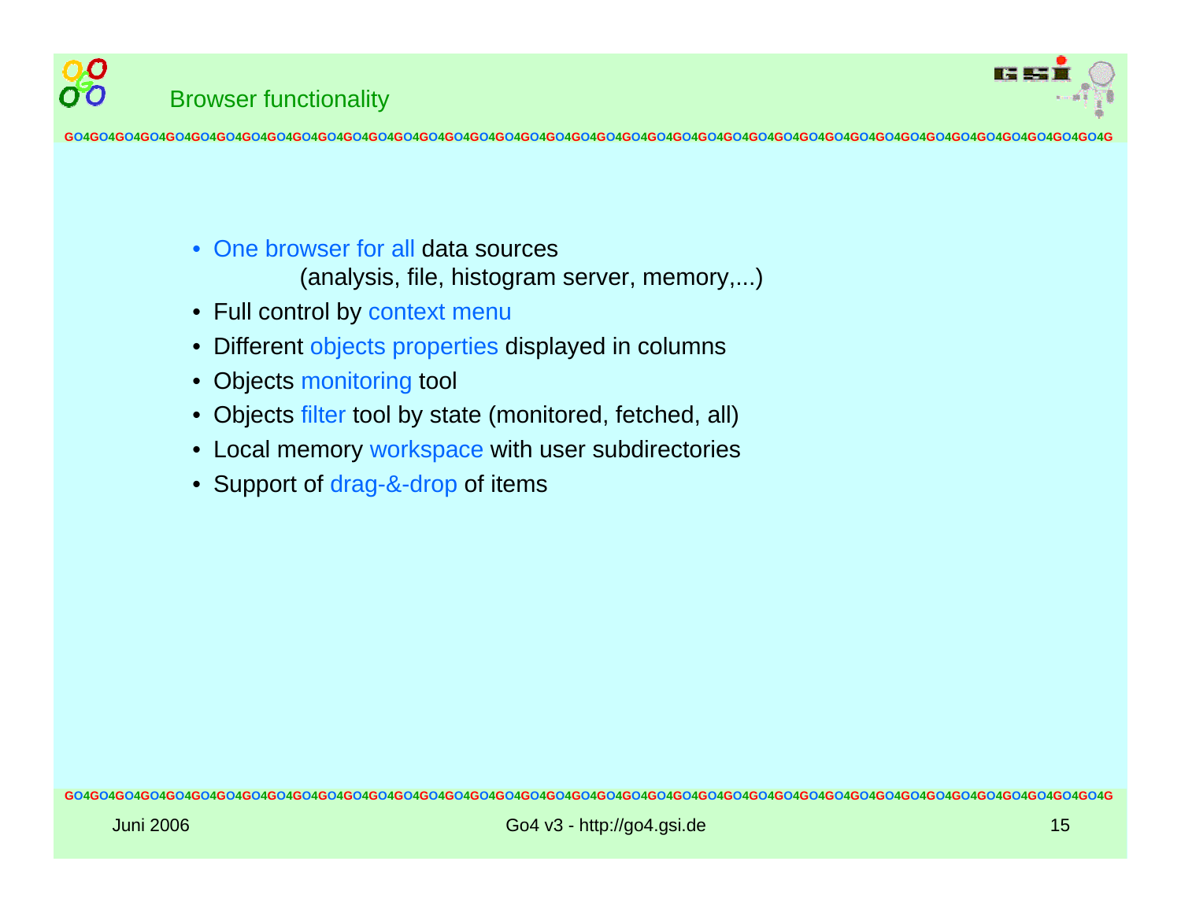## Browser functionality

- One browser for all data sources
  (analysis, file, histogram server, memory,...)
- Full control by context menu
- Different objects properties displayed in columns
- Objects monitoring tool
- Objects filter tool by state (monitored, fetched, all)
- Local memory workspace with user subdirectories
- Support of drag-&-drop of items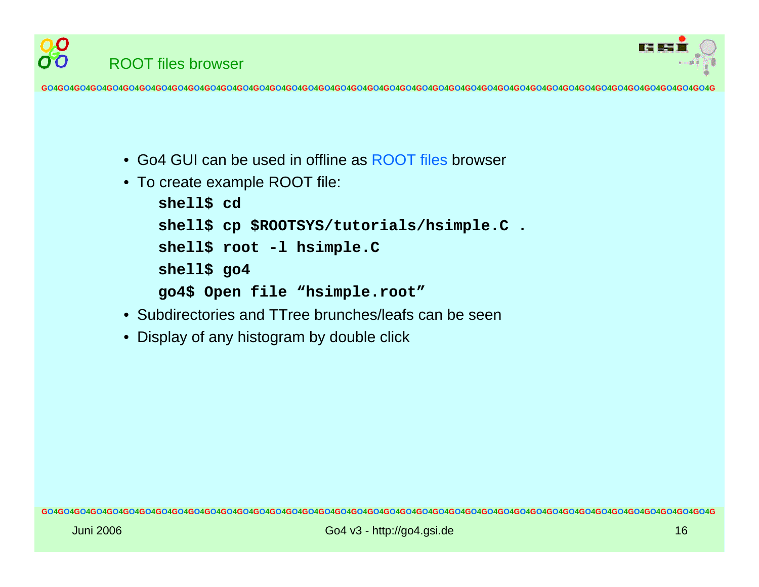## ROOT files browser

- Go4 GUI can be used in offline as ROOT files browser
- To create example ROOT file:

```
shell$ cd
shell$ cp $ROOTSYS/tutorials/hsimple.C .
shell$ root -l hsimple.C
shell$ go4
go4$ Open file “hsimple.root”
```

- Subdirectories and TTree brunches/leafs can be seen
- Display of any histogram by double click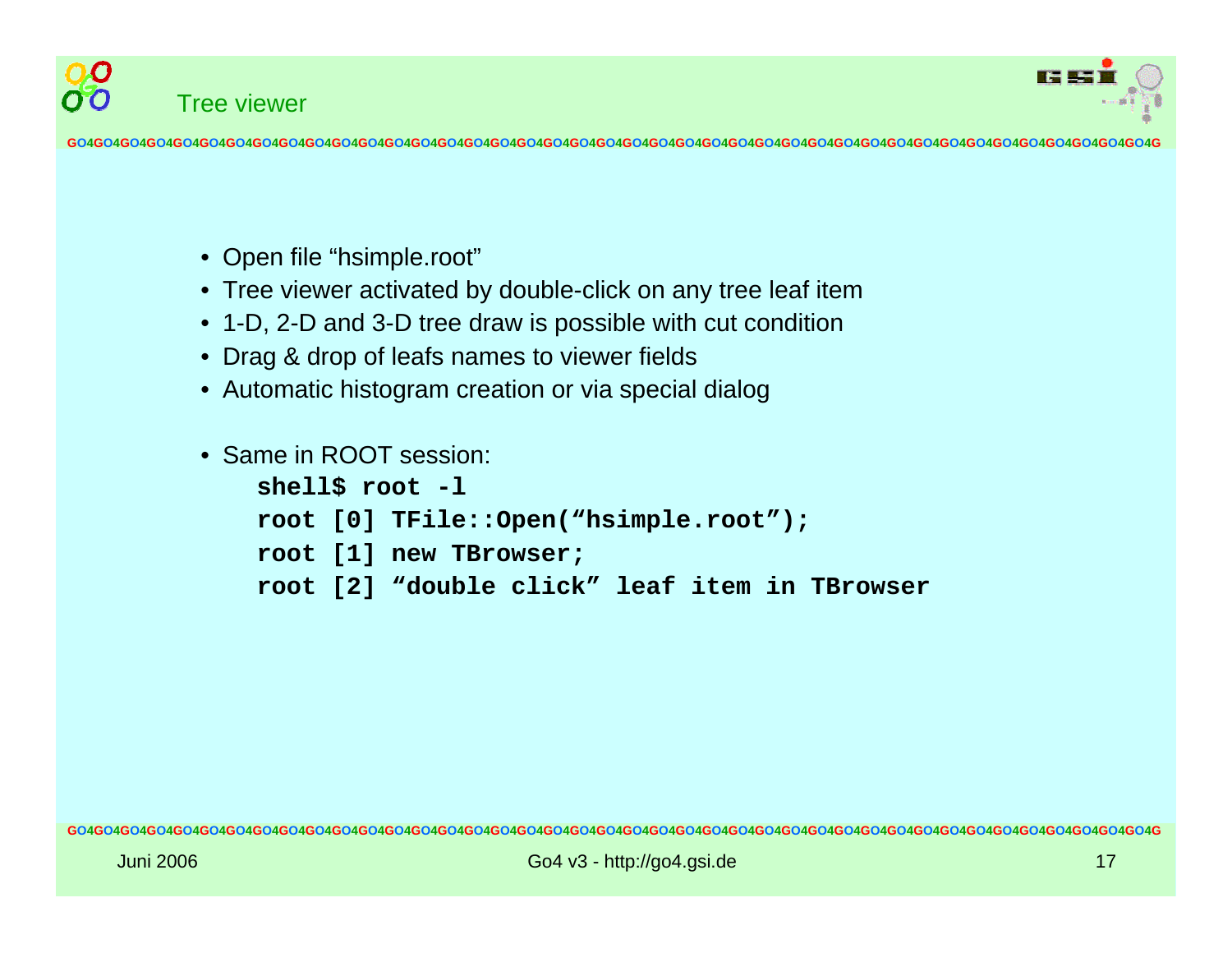# Tree viewer

- Open file “hsimple.root”
- Tree viewer activated by double-click on any tree leaf item
- 1-D, 2-D and 3-D tree draw is possible with cut condition
- Drag & drop of leafs names to viewer fields
- Automatic histogram creation or via special dialog

- Same in ROOT session:

```
shell$ root -l
root [0] TFile::Open(“hsimple.root”);
root [1] new TBrowser;
root [2] “double click” leaf item in TBrowser
```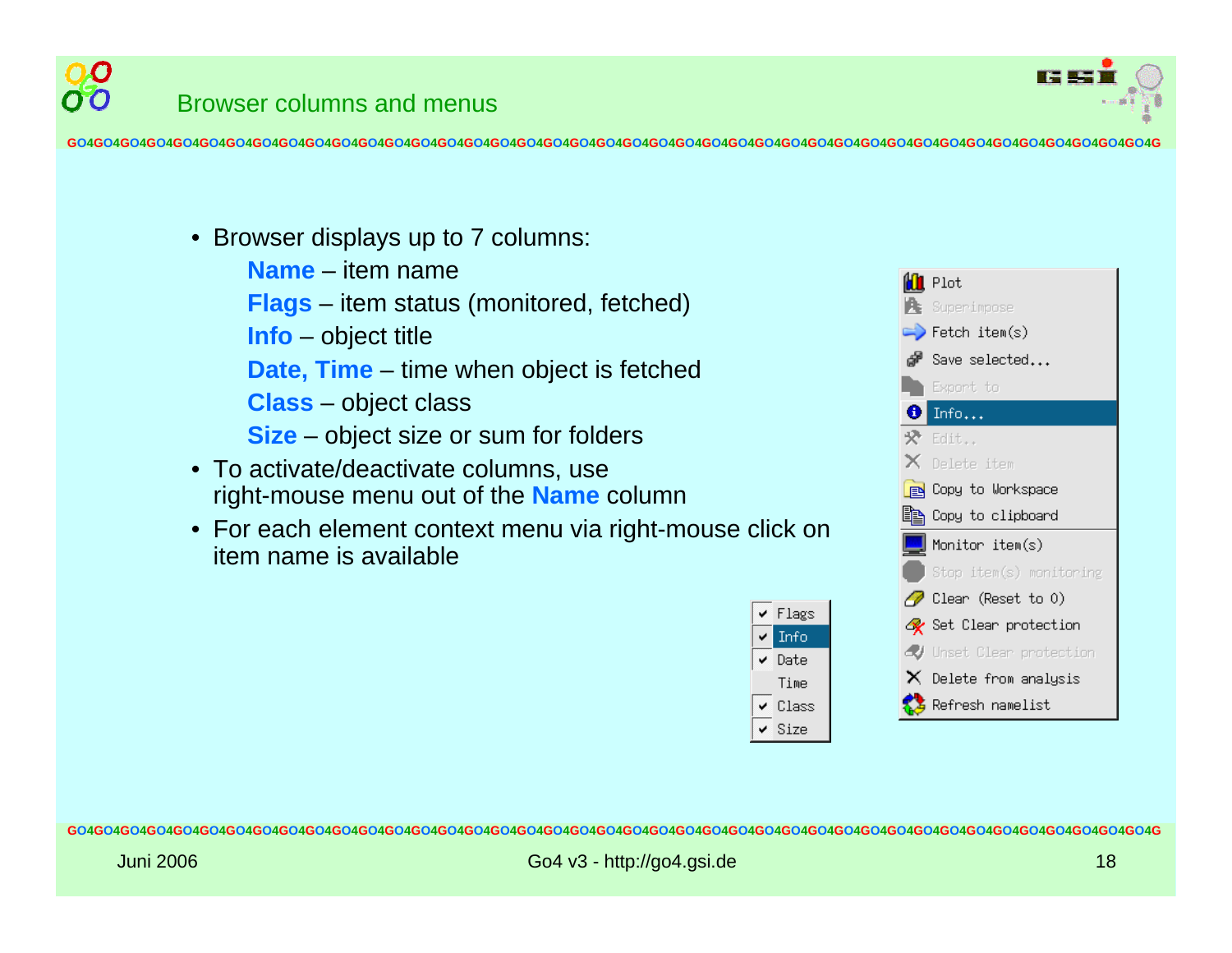# Browser columns and menus

- Browser displays up to 7 columns:
  - **Name** – item name
  - **Flags** – item status (monitored, fetched)
  - **Info** – object title
  - **Date, Time** – time when object is fetched
  - **Class** – object class
  - **Size** – object size or sum for folders
- To activate/deactivate columns, use right-mouse menu out of the **Name** column
- For each element context menu via right-mouse click on item name is available

Column menu:

- ✔ Flags
- ✔ Info
- ✔ Date
- Time
- ✔ Class
- ✔ Size

Context menu:

- Plot
- Superimpose
- Fetch item(s)
- Save selected...
- Export to
- Info...
- Edit..
- Delete item
- Copy to Workspace
- Copy to clipboard
- Monitor item(s)
- Stop item(s) monitoring
- Clear (Reset to 0)
- Set Clear protection
- Unset Clear protection
- Delete from analysis
- Refresh namelist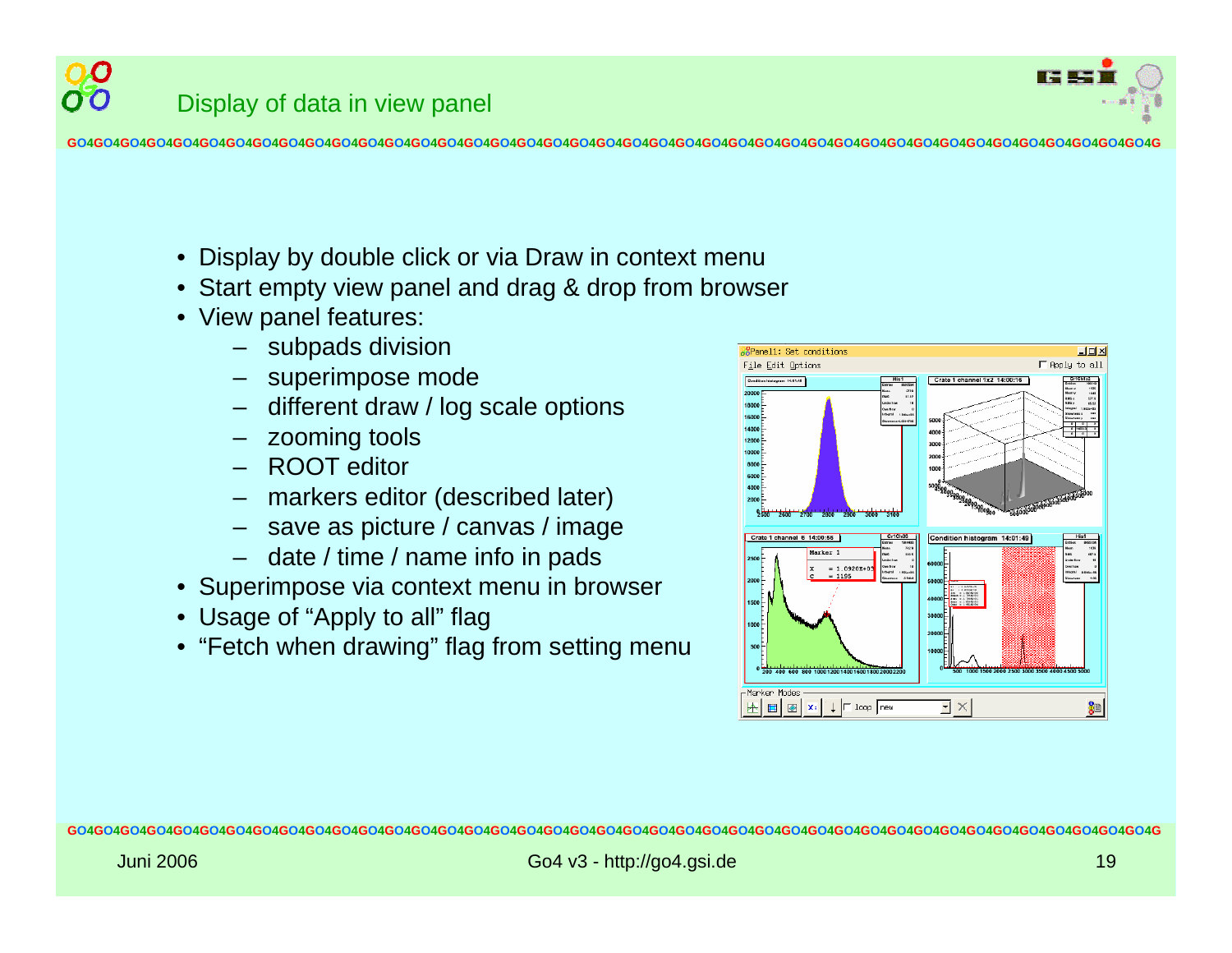# Display of data in view panel

- Display by double click or via Draw in context menu
- Start empty view panel and drag & drop from browser
- View panel features:
  - subpads division
  - superimpose mode
  - different draw / log scale options
  - zooming tools
  - ROOT editor
  - markers editor (described later)
  - save as picture / canvas / image
  - date / time / name info in pads
- Superimpose via context menu in browser
- Usage of “Apply to all” flag
- “Fetch when drawing” flag from setting menu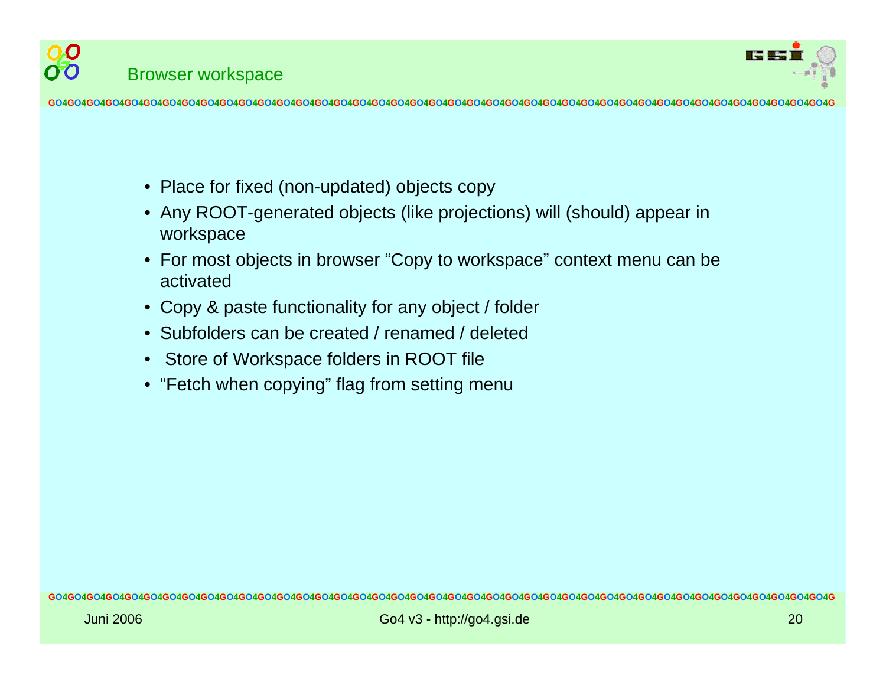# Browser workspace

- Place for fixed (non-updated) objects copy
- Any ROOT-generated objects (like projections) will (should) appear in workspace
- For most objects in browser “Copy to workspace” context menu can be activated
- Copy & paste functionality for any object / folder
- Subfolders can be created / renamed / deleted
- Store of Workspace folders in ROOT file
- “Fetch when copying” flag from setting menu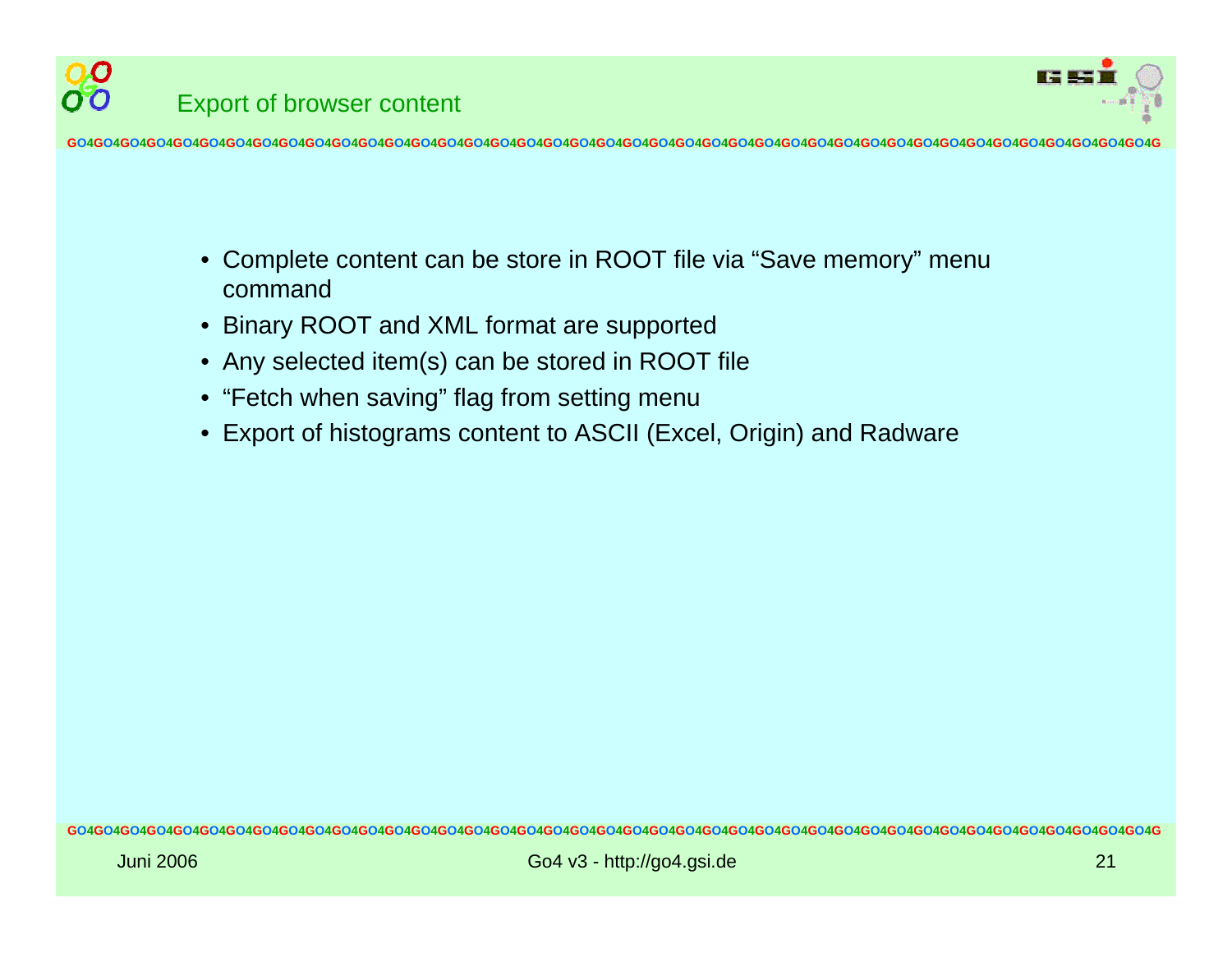# Export of browser content

- Complete content can be store in ROOT file via “Save memory” menu command
- Binary ROOT and XML format are supported
- Any selected item(s) can be stored in ROOT file
- “Fetch when saving” flag from setting menu
- Export of histograms content to ASCII (Excel, Origin) and Radware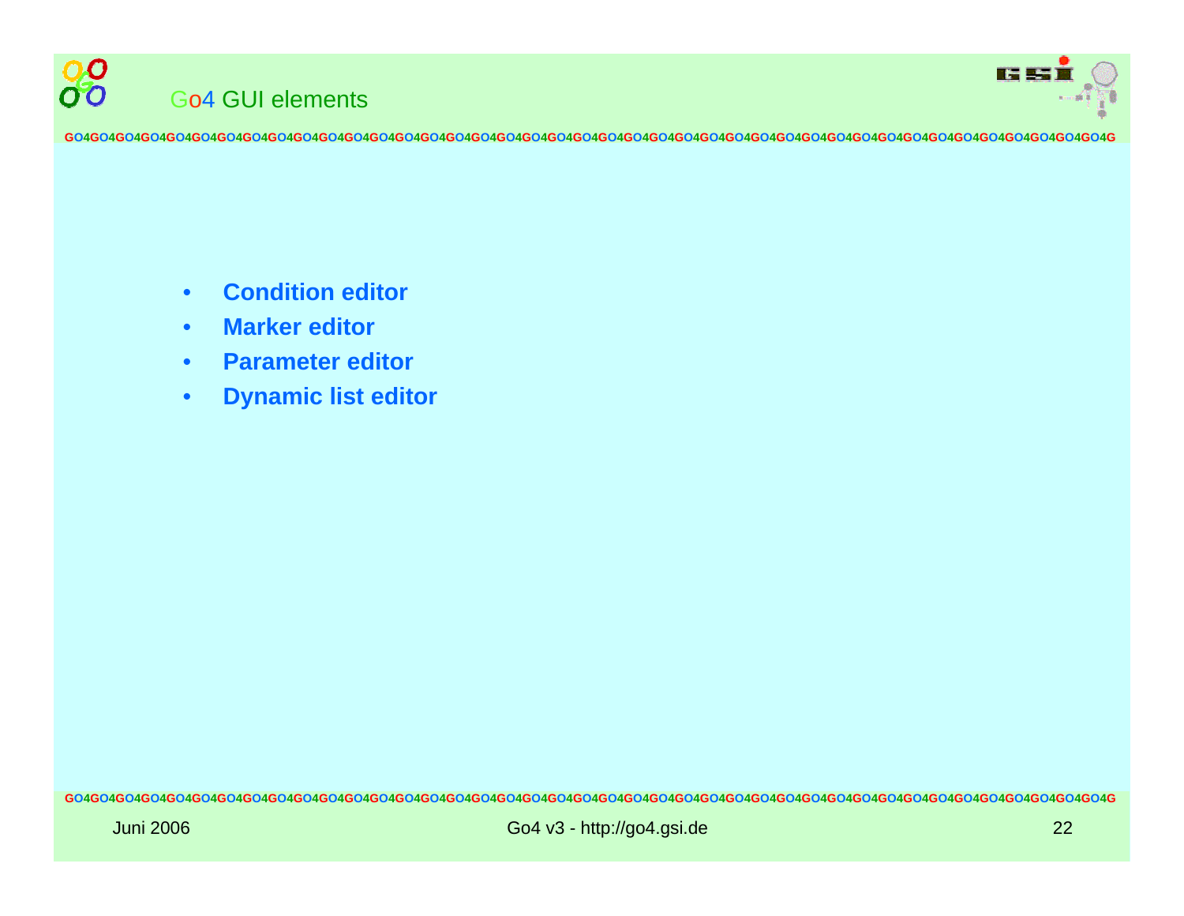## Go4 GUI elements

- **Condition editor**
- **Marker editor**
- **Parameter editor**
- **Dynamic list editor**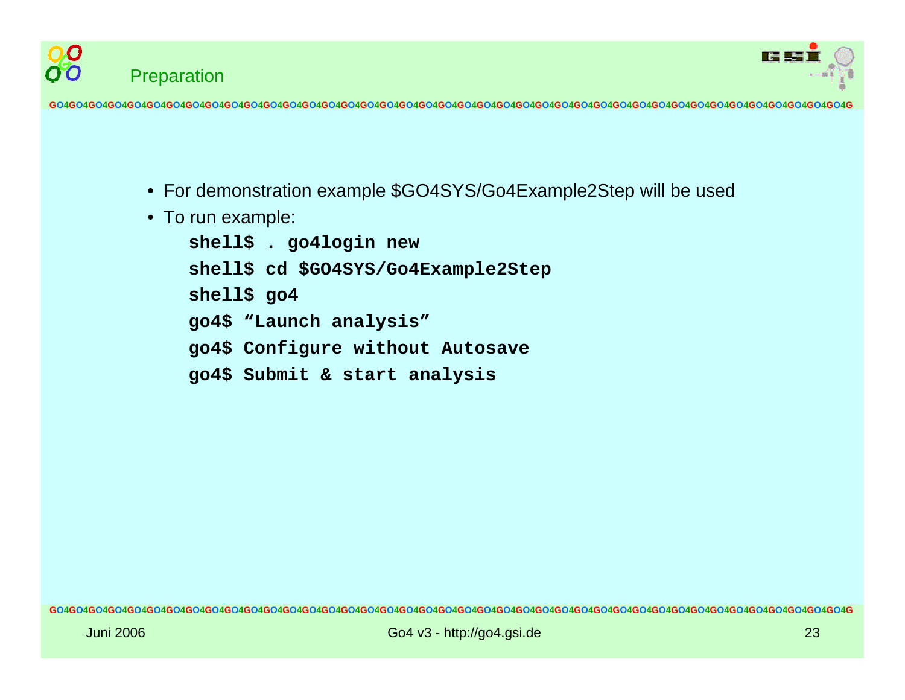## Preparation

- For demonstration example $GO4SYS/Go4Example2Step will be used
- To run example:

```
shell$ . go4login new
shell$ cd $GO4SYS/Go4Example2Step
shell$ go4
go4$ “Launch analysis”
go4$ Configure without Autosave
go4$ Submit & start analysis
```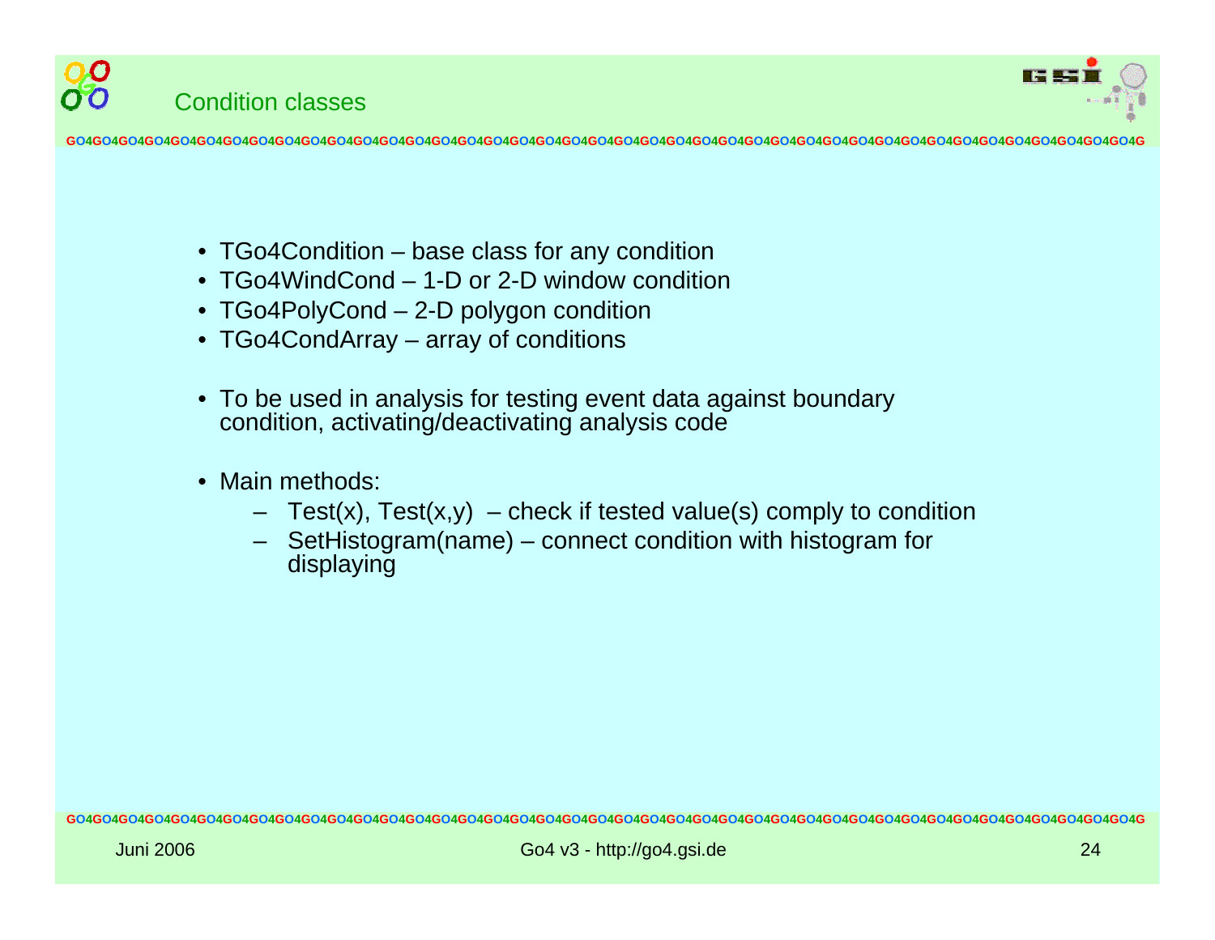## Condition classes

- TGo4Condition – base class for any condition
- TGo4WindCond – 1-D or 2-D window condition
- TGo4PolyCond – 2-D polygon condition
- TGo4CondArray – array of conditions

- To be used in analysis for testing event data against boundary condition, activating/deactivating analysis code

- Main methods:
  - Test(x), Test(x,y) – check if tested value(s) comply to condition
  - SetHistogram(name) – connect condition with histogram for displaying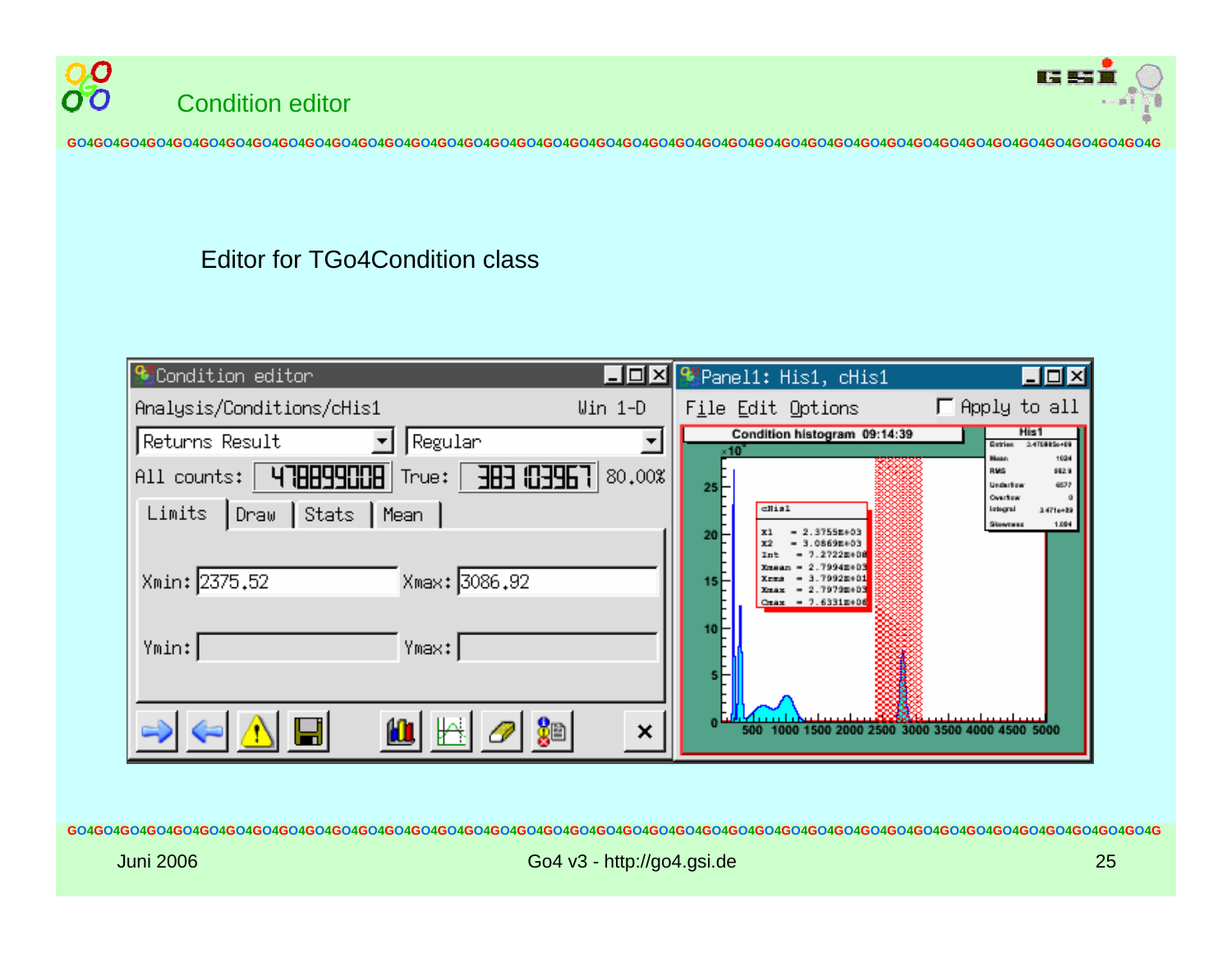# Condition editor

Editor for TGo4Condition class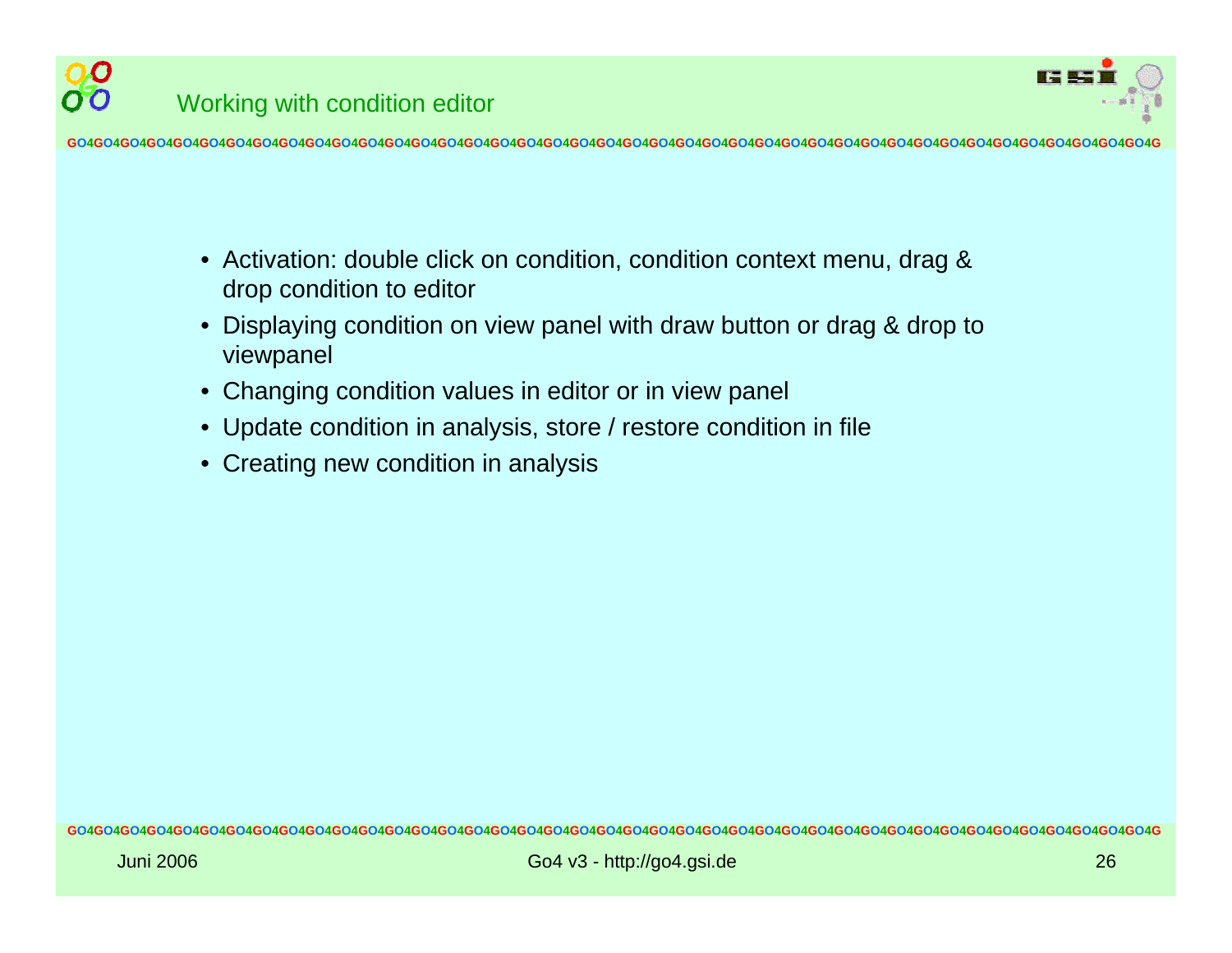# Working with condition editor

- Activation: double click on condition, condition context menu, drag & drop condition to editor
- Displaying condition on view panel with draw button or drag & drop to viewpanel
- Changing condition values in editor or in view panel
- Update condition in analysis, store / restore condition in file
- Creating new condition in analysis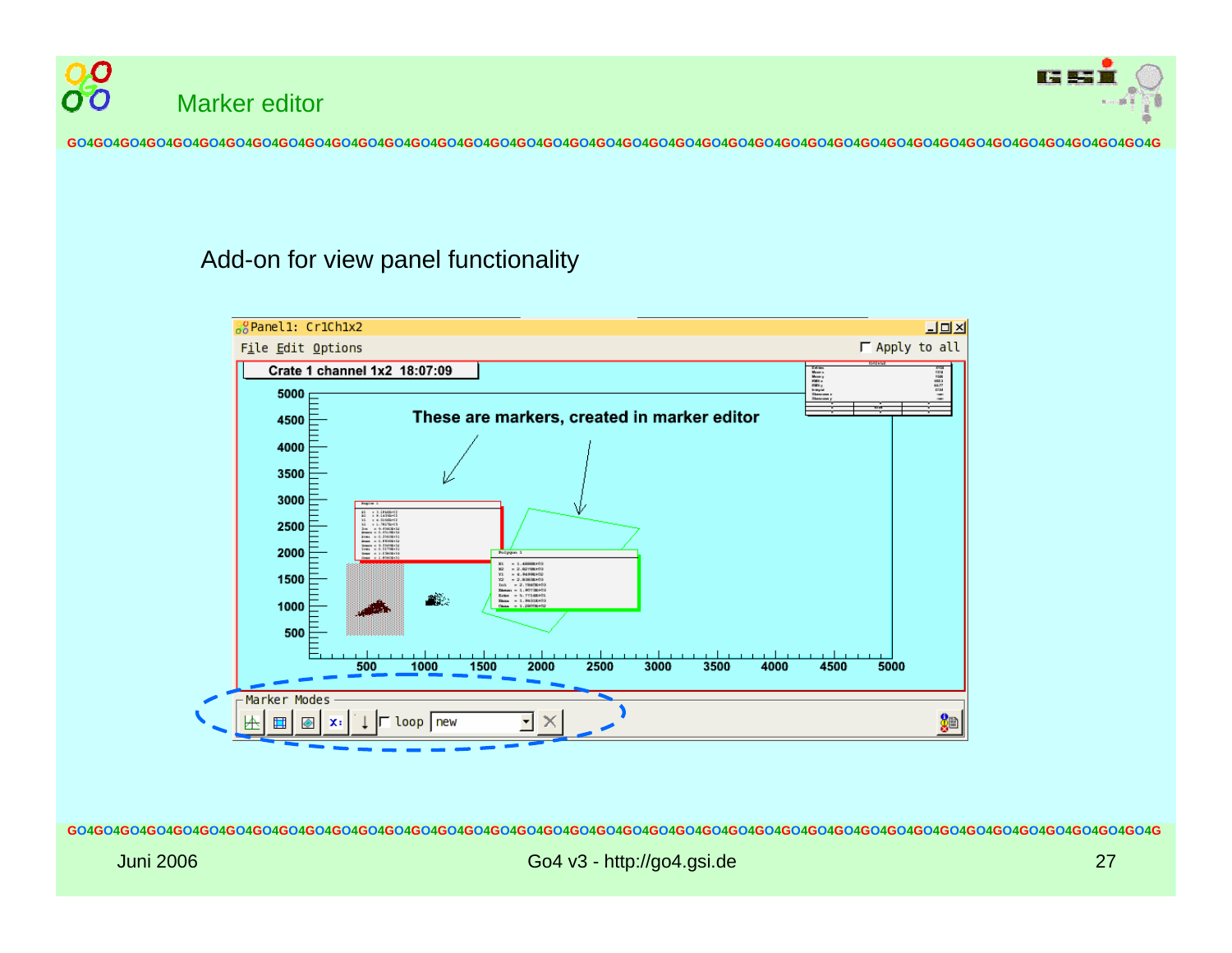# Marker editor

Add-on for view panel functionality

Panel1: CrIChIx2

File Edit Options

Apply to all

Crate 1 channel 1x2 18:07:09

These are markers, created in marker editor

Marker Modes

loop new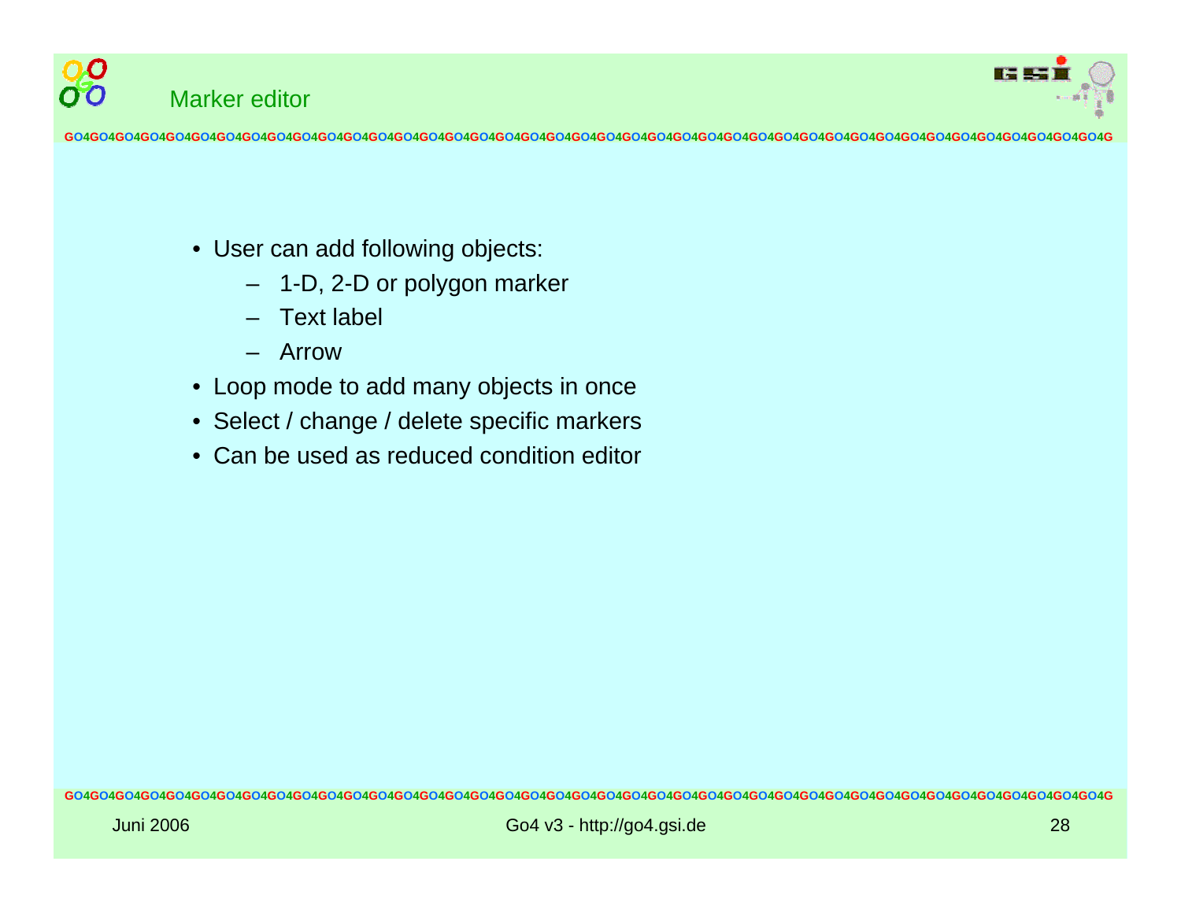## Marker editor

- User can add following objects:
  - 1-D, 2-D or polygon marker
  - Text label
  - Arrow
- Loop mode to add many objects in once
- Select / change / delete specific markers
- Can be used as reduced condition editor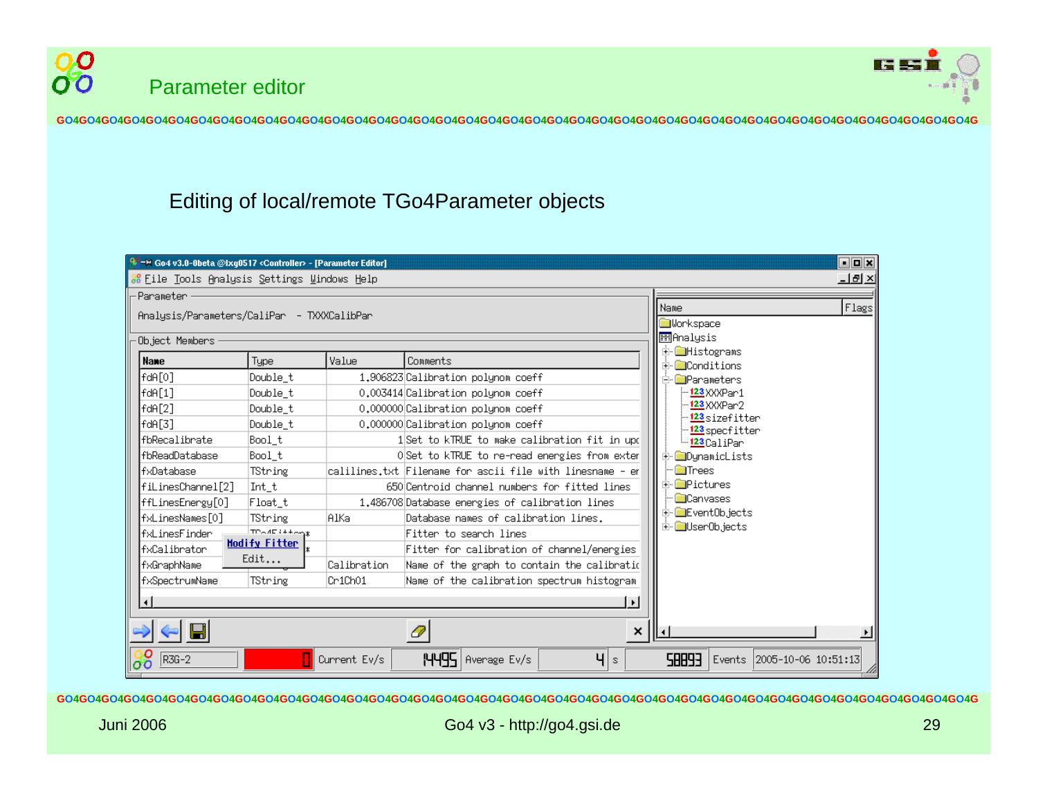# Parameter editor

Editing of local/remote TGo4Parameter objects

Go4 v3.0-0beta @lxg0517 <Controller> - [Parameter Editor]

File Tools Analysis Settings Windows Help

Parameter

Analysis/Parameters/CaliPar - TXXXCalibPar

Object Members

| Name | Type | Value | Comments |
|---|---|---|---|
| fdA[0] | Double_t | 1.906823 | Calibration polynom coeff |
| fdA[1] | Double_t | 0.003414 | Calibration polynom coeff |
| fdA[2] | Double_t | 0.000000 | Calibration polynom coeff |
| fdA[3] | Double_t | 0.000000 | Calibration polynom coeff |
| fbRecalibrate | Bool_t | 1 | Set to kTRUE to make calibration fit in upc |
| fbReadDatabase | Bool_t | 0 | Set to kTRUE to re-read energies from exter |
| fxDatabase | TString | calilines.txt | Filename for ascii file with linesname - er |
| fiLinesChannel[2] | Int_t | 650 | Centroid channel numbers for fitted lines |
| ffLinesEnergy[0] | Float_t | 1.486708 | Database energies of calibration lines |
| fxLinesNames[0] | TString | AlKa | Database names of calibration lines. |
| fxLinesFinder | TGo4Fitter* | | Fitter to search lines |
| fxCalibrator | TGo4Fitter* | | Fitter for calibration of channel/energies |
| fxGraphName | TString | Calibration | Name of the graph to contain the calibratic |
| fxSpectrumName | TString | Cr1Ch01 | Name of the calibration spectrum histogram |

Modify Fitter

Edit...

Name | Flags

- Workspace
- Analysis
  - Histograms
  - Conditions
  - Parameters
    - XXXPar1
    - XXXPar2
    - sizefitter
    - specfitter
    - CaliPar
  - DynamicLists
  - Trees
  - Pictures
  - Canvases
  - EventObjects
  - UserObjects

R3G-2 | 0 | Current Ev/s | 14495 | Average Ev/s | 4 | s | 58893 | Events | 2005-10-06 10:51:13

Juni 2006 — Go4 v3 - http://go4.gsi.de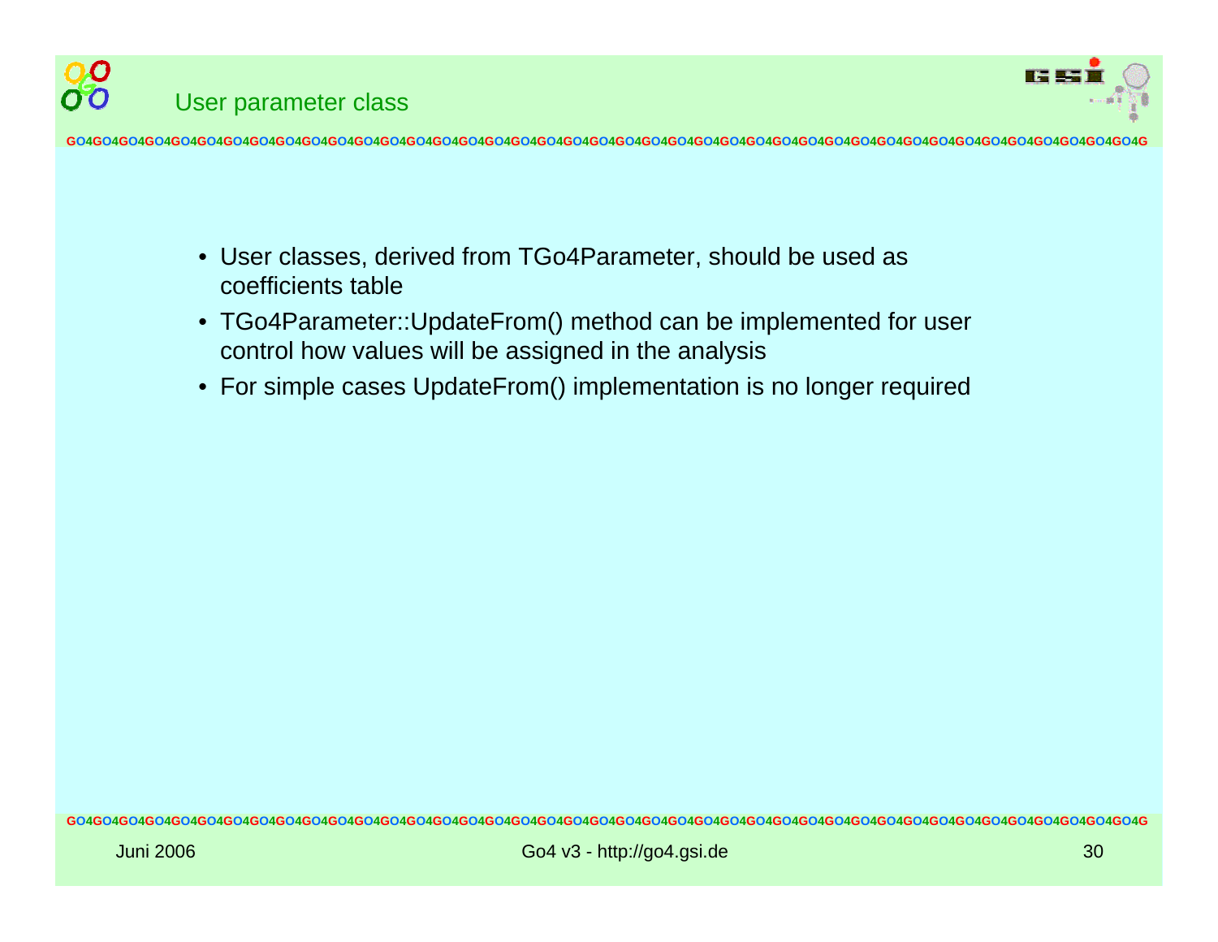## User parameter class

- User classes, derived from TGo4Parameter, should be used as coefficients table
- TGo4Parameter::UpdateFrom() method can be implemented for user control how values will be assigned in the analysis
- For simple cases UpdateFrom() implementation is no longer required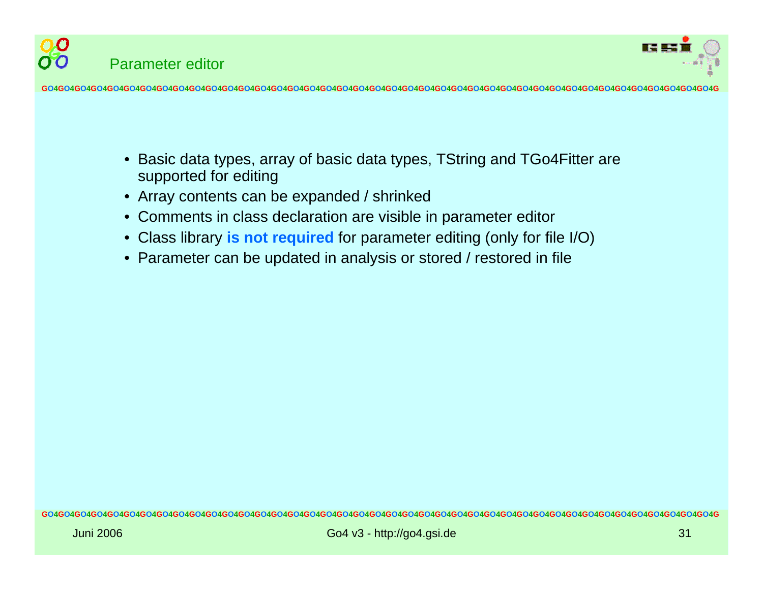# Parameter editor

- Basic data types, array of basic data types, TString and TGo4Fitter are supported for editing
- Array contents can be expanded / shrinked
- Comments in class declaration are visible in parameter editor
- Class library **is not required** for parameter editing (only for file I/O)
- Parameter can be updated in analysis or stored / restored in file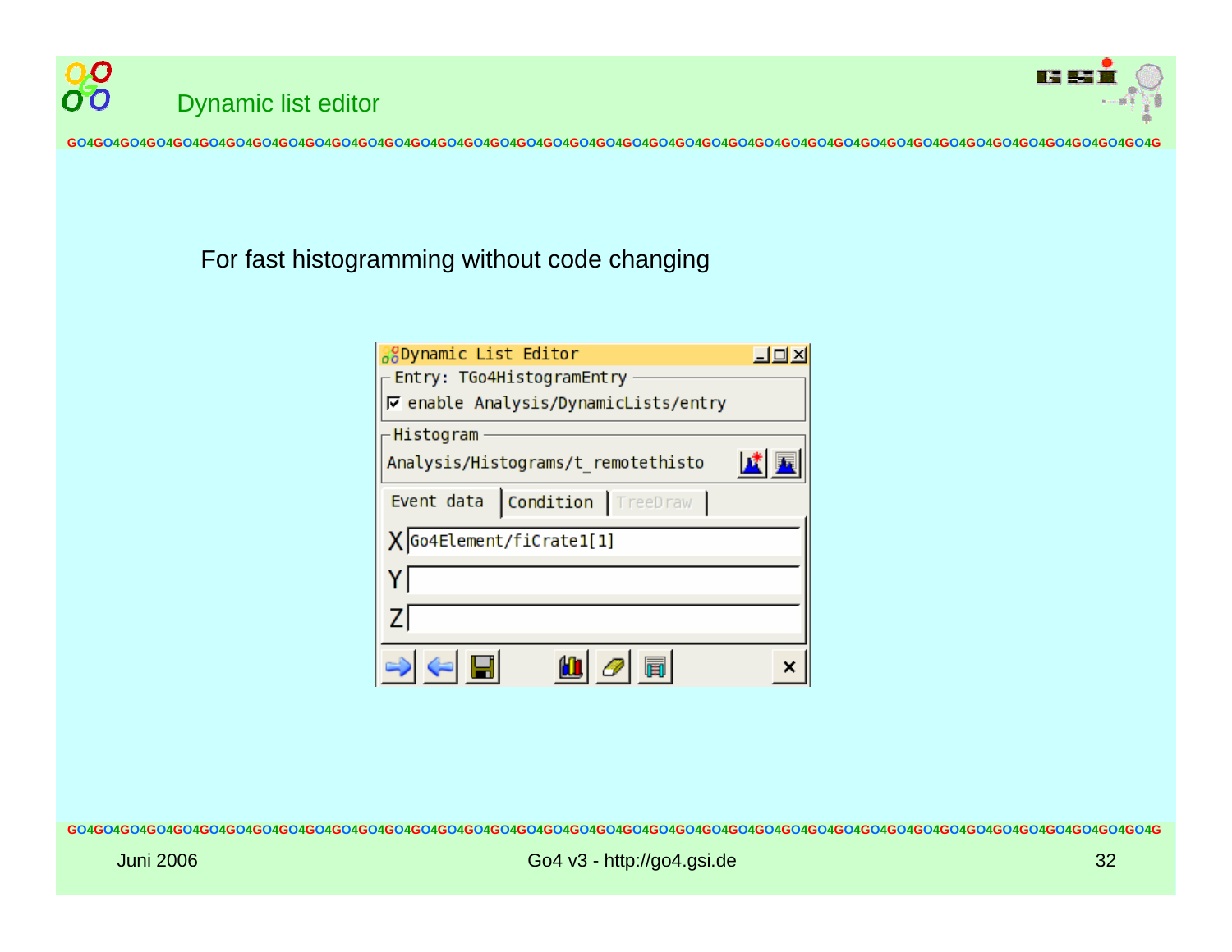# Dynamic list editor

For fast histogramming without code changing

Dynamic List Editor

Entry: TGo4HistogramEntry

☑ enable Analysis/DynamicLists/entry

Histogram

Analysis/Histograms/t_remotethisto

Event data | Condition | TreeDraw

X Go4Element/fiCrate1[1]

Y

Z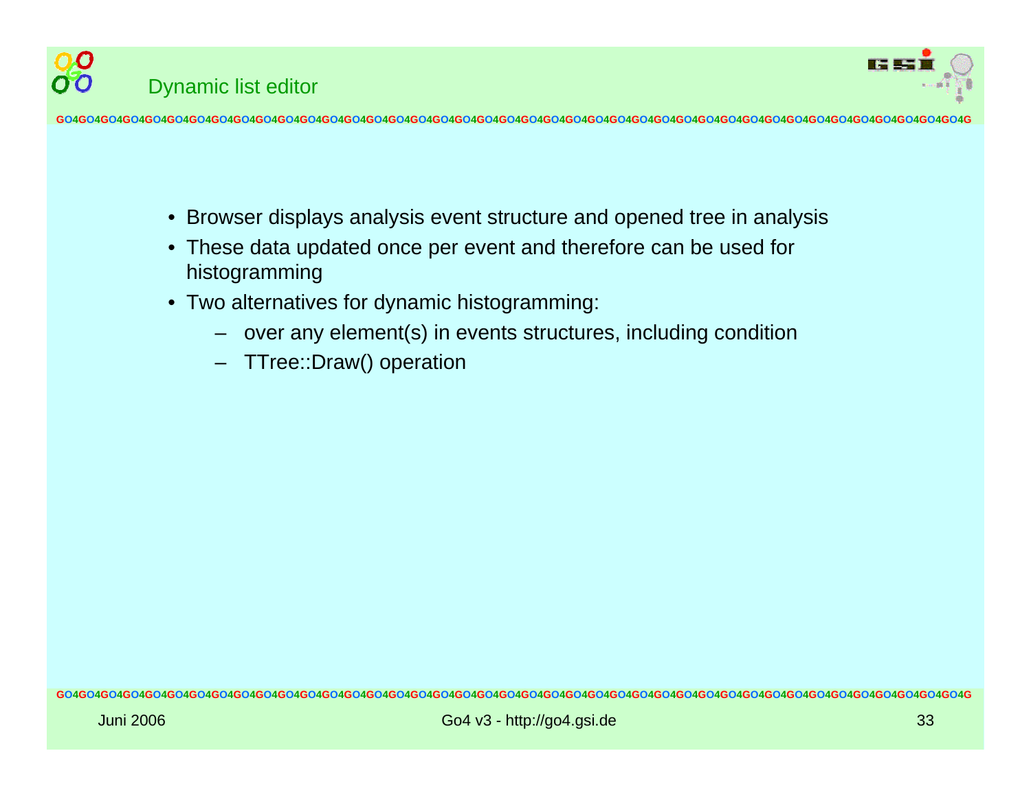# Dynamic list editor

- Browser displays analysis event structure and opened tree in analysis
- These data updated once per event and therefore can be used for histogramming
- Two alternatives for dynamic histogramming:
  - over any element(s) in events structures, including condition
  - TTree::Draw() operation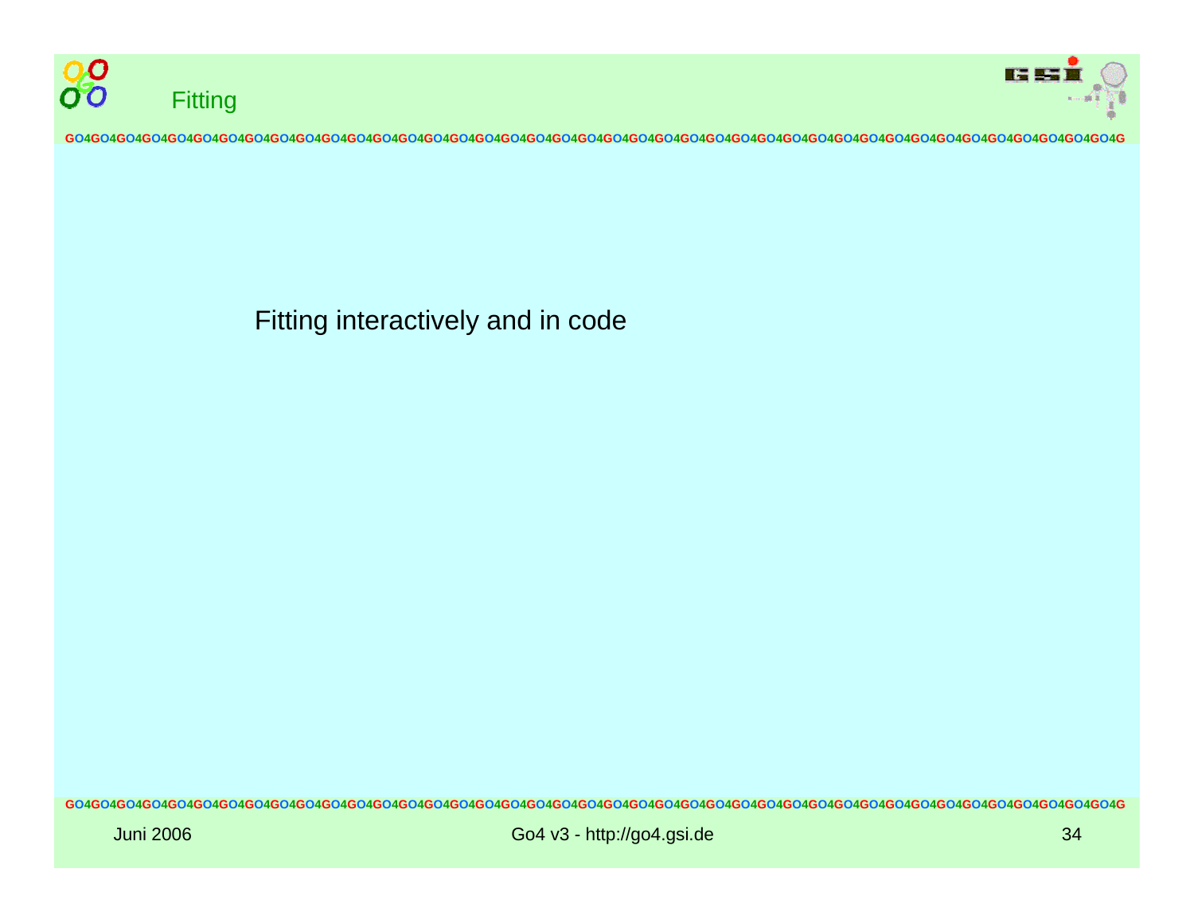# Fitting

Fitting interactively and in code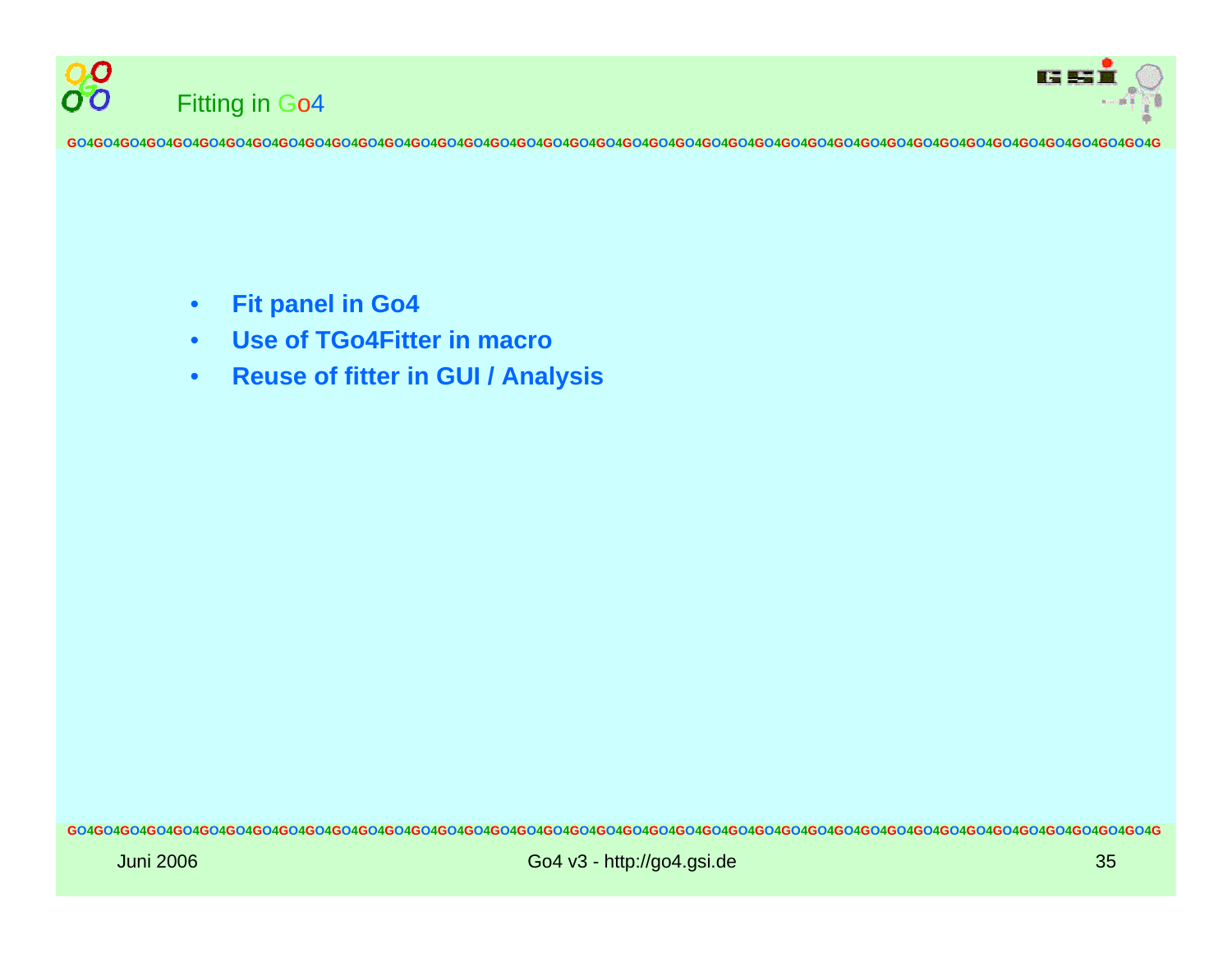# Fitting in Go4

- **Fit panel in Go4**
- **Use of TGo4Fitter in macro**
- **Reuse of fitter in GUI / Analysis**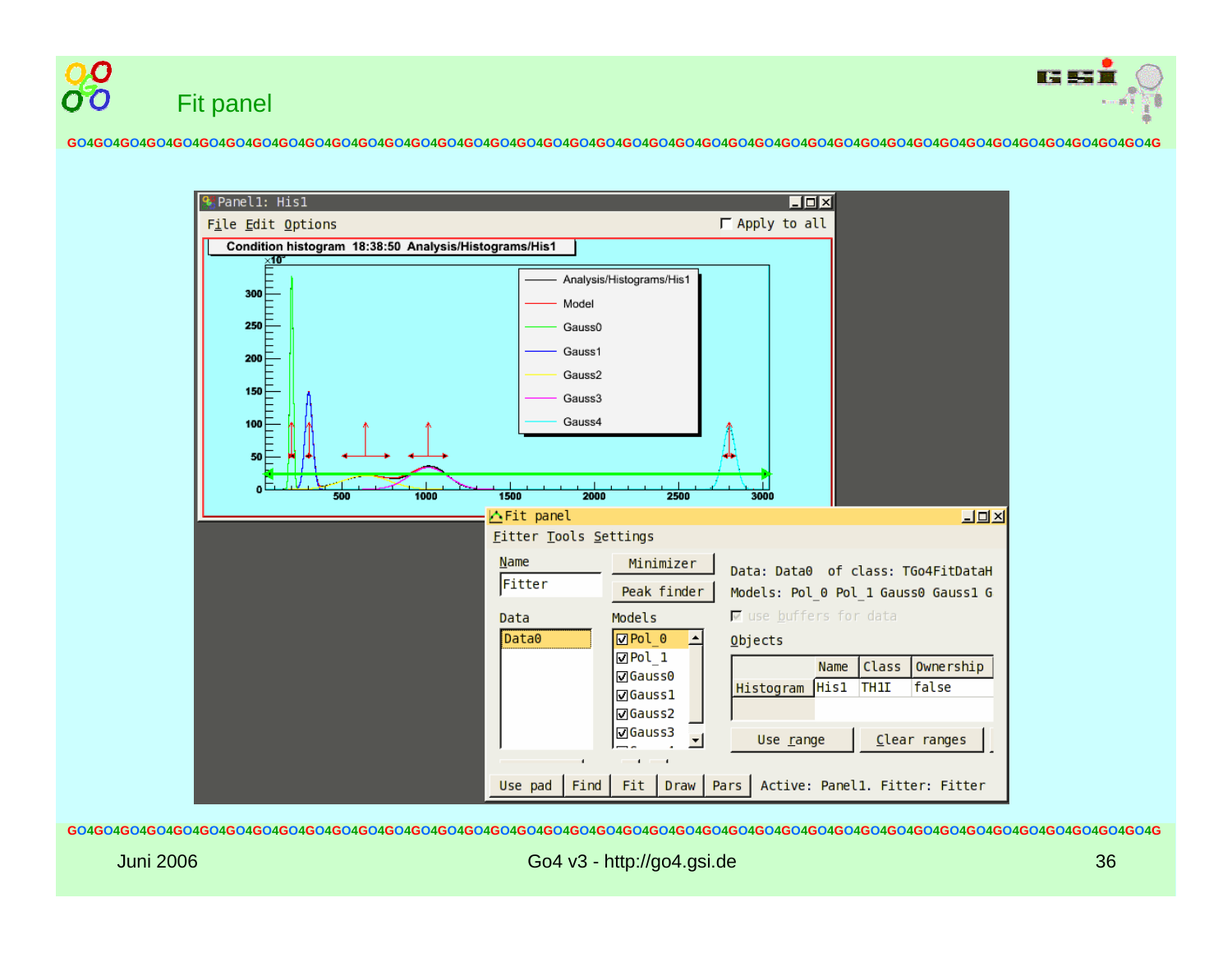# Fit panel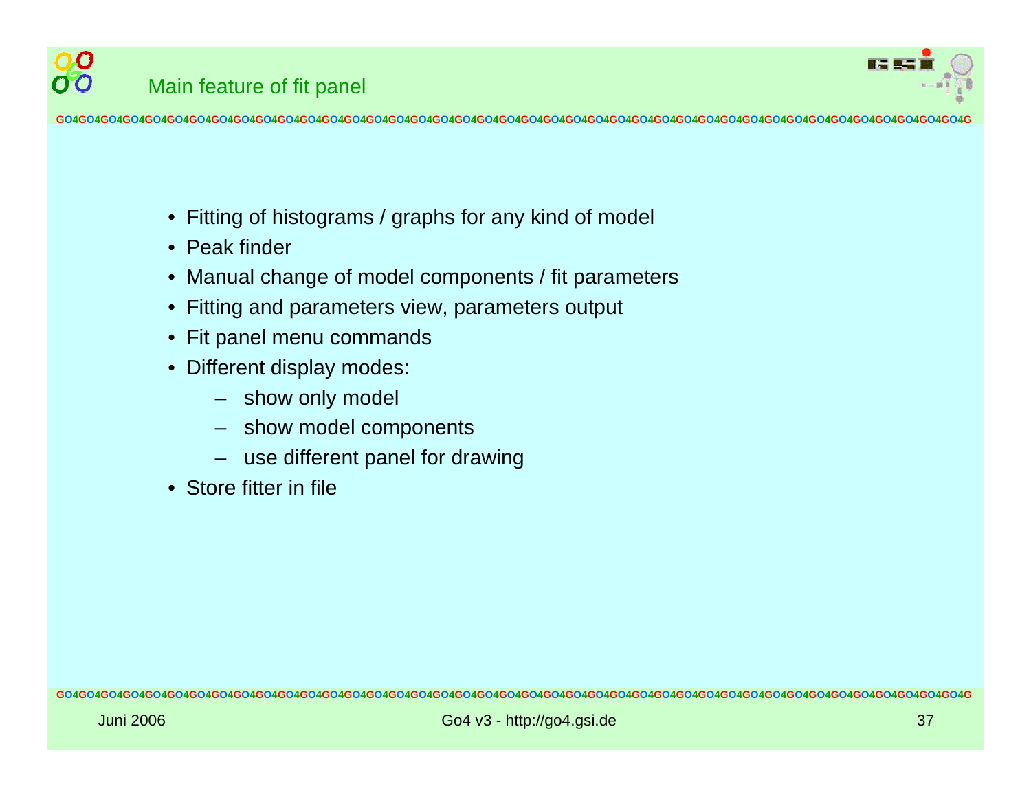# Main feature of fit panel

- Fitting of histograms / graphs for any kind of model
- Peak finder
- Manual change of model components / fit parameters
- Fitting and parameters view, parameters output
- Fit panel menu commands
- Different display modes:
  - show only model
  - show model components
  - use different panel for drawing
- Store fitter in file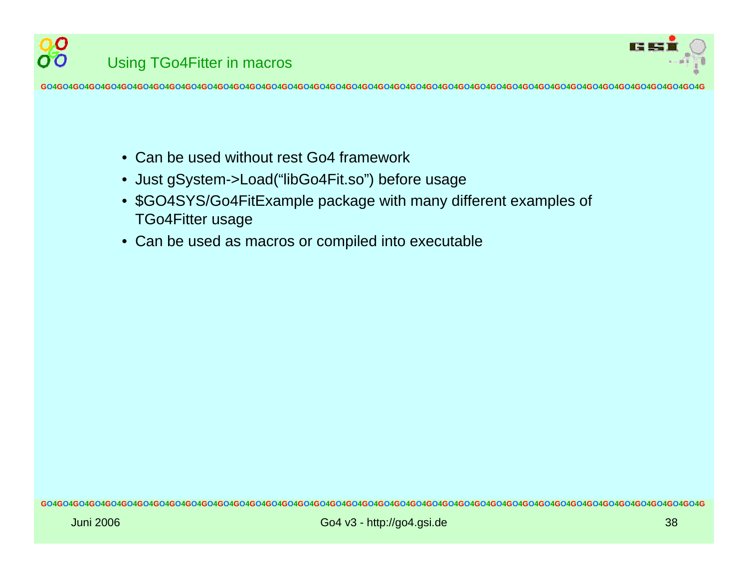## Using TGo4Fitter in macros

- Can be used without rest Go4 framework
- Just gSystem->Load(“libGo4Fit.so”) before usage
- $GO4SYS/Go4FitExample package with many different examples of TGo4Fitter usage
- Can be used as macros or compiled into executable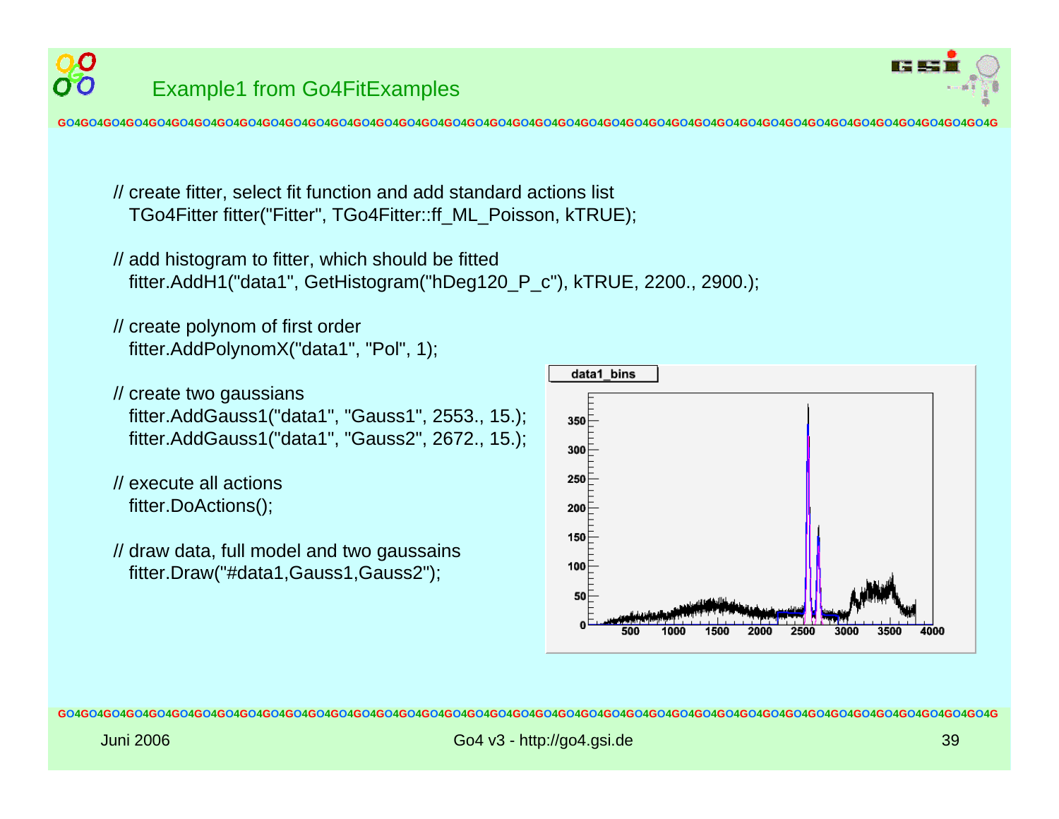# Example1 from Go4FitExamples

```
// create fitter, select fit function and add standard actions list
   TGo4Fitter fitter("Fitter", TGo4Fitter::ff_ML_Poisson, kTRUE);

// add histogram to fitter, which should be fitted
   fitter.AddH1("data1", GetHistogram("hDeg120_P_c"), kTRUE, 2200., 2900.);

// create polynom of first order
   fitter.AddPolynomX("data1", "Pol", 1);

// create two gaussians
   fitter.AddGauss1("data1", "Gauss1", 2553., 15.);
   fitter.AddGauss1("data1", "Gauss2", 2672., 15.);

// execute all actions
   fitter.DoActions();

// draw data, full model and two gaussains
   fitter.Draw("#data1,Gauss1,Gauss2");
```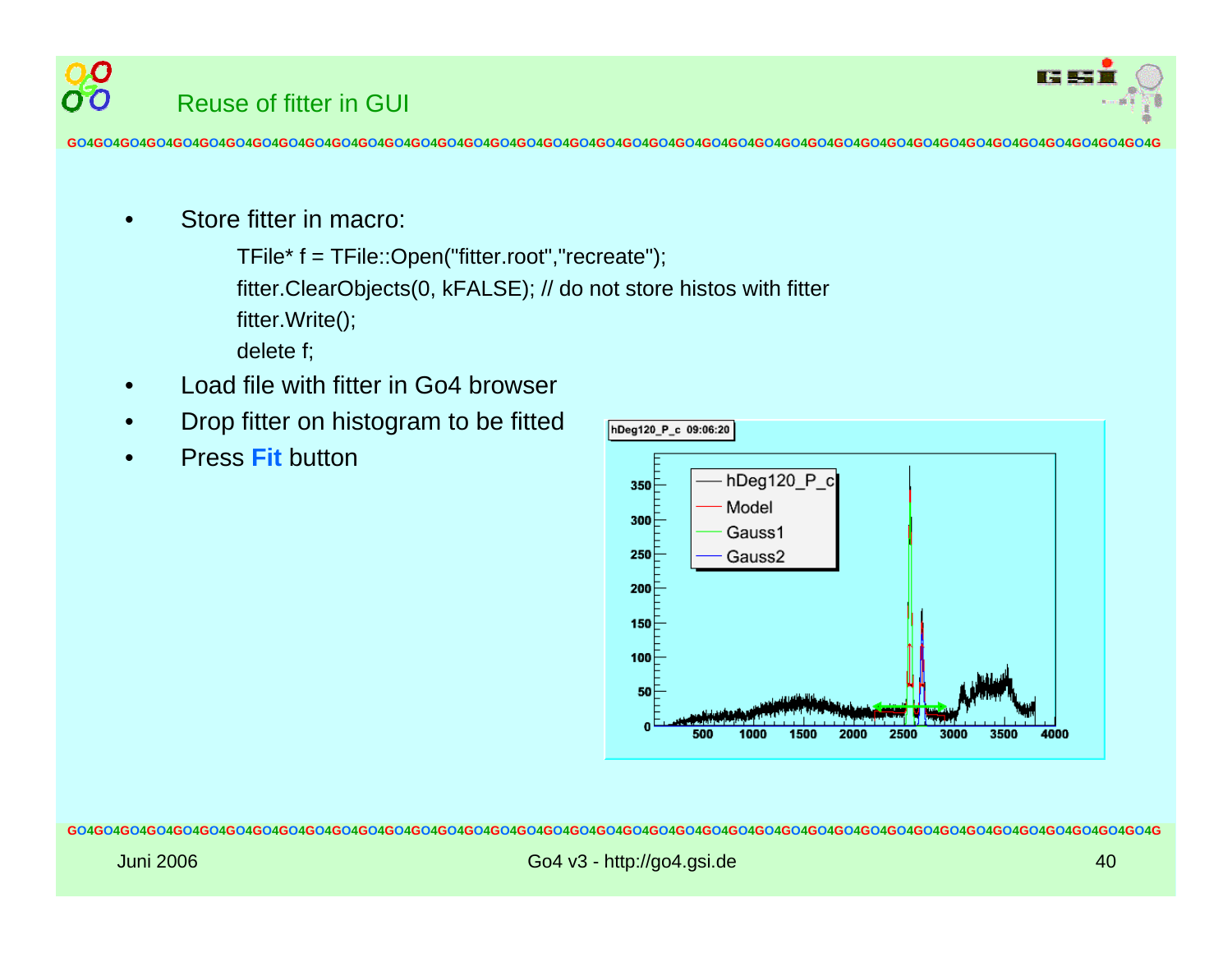# Reuse of fitter in GUI

- Store fitter in macro:

```
TFile* f = TFile::Open("fitter.root","recreate");
fitter.ClearObjects(0, kFALSE); // do not store histos with fitter
fitter.Write();
delete f;
```

- Load file with fitter in Go4 browser
- Drop fitter on histogram to be fitted
- Press **Fit** button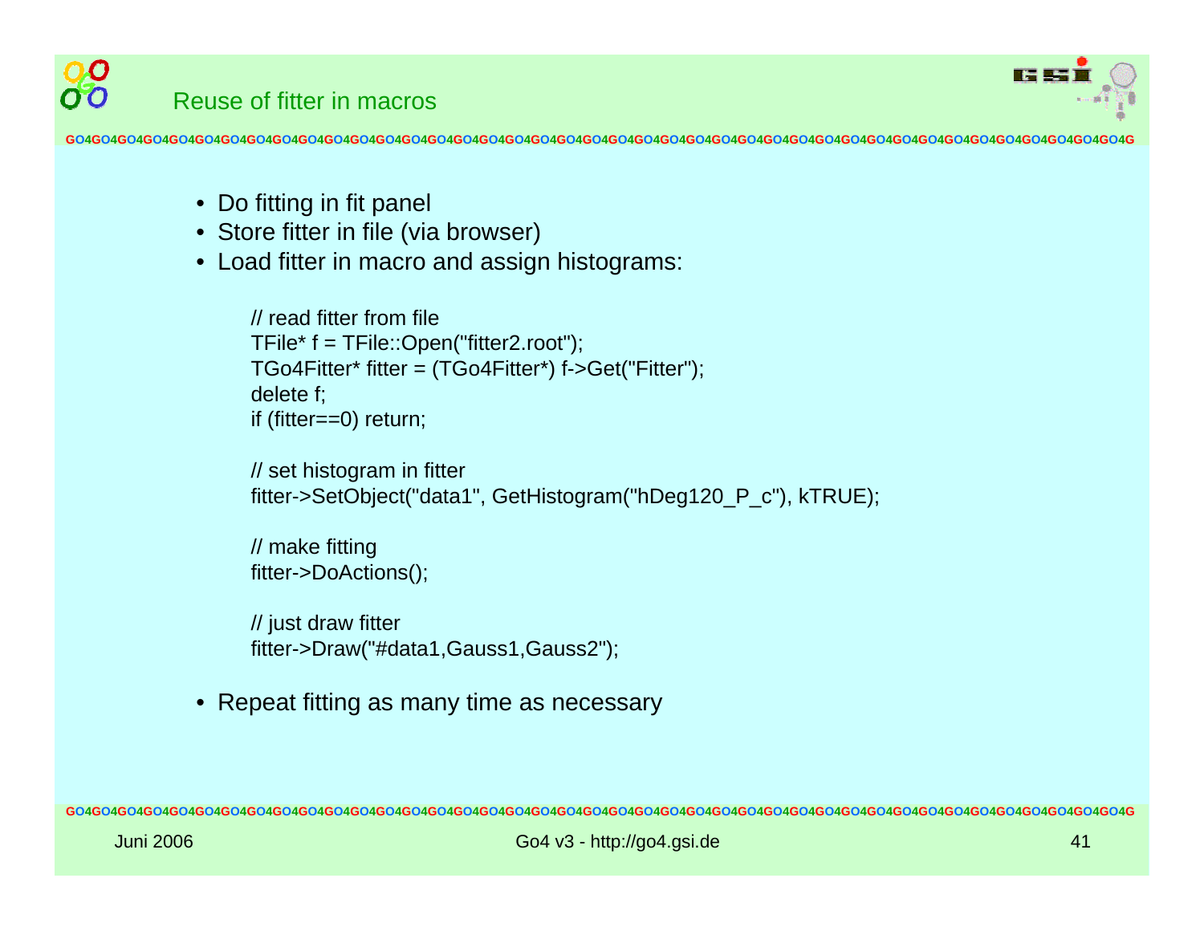# Reuse of fitter in macros

- Do fitting in fit panel
- Store fitter in file (via browser)
- Load fitter in macro and assign histograms:

```
// read fitter from file
TFile* f = TFile::Open("fitter2.root");
TGo4Fitter* fitter = (TGo4Fitter*) f->Get("Fitter");
delete f;
if (fitter==0) return;

// set histogram in fitter
fitter->SetObject("data1", GetHistogram("hDeg120_P_c"), kTRUE);

// make fitting
fitter->DoActions();

// just draw fitter
fitter->Draw("#data1,Gauss1,Gauss2");
```

- Repeat fitting as many time as necessary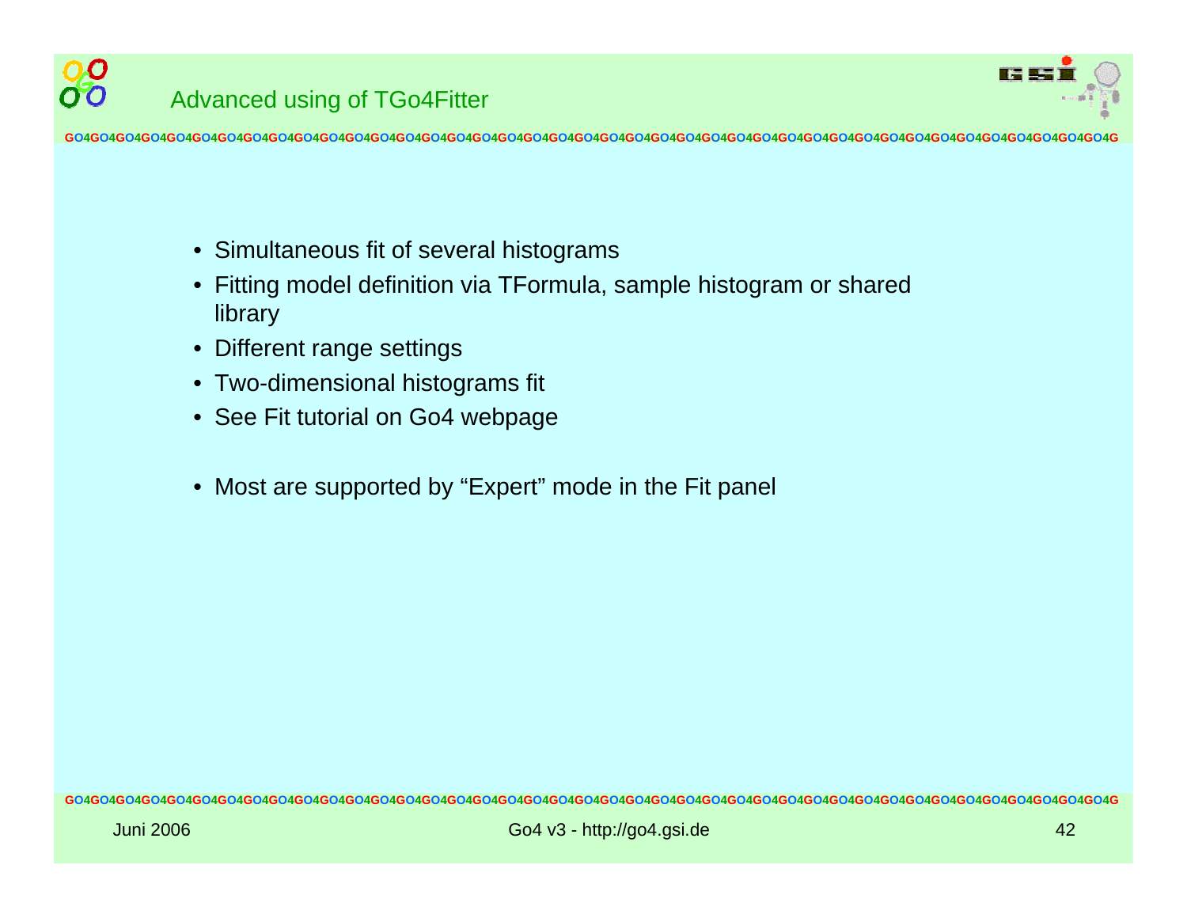# Advanced using of TGo4Fitter

- Simultaneous fit of several histograms
- Fitting model definition via TFormula, sample histogram or shared library
- Different range settings
- Two-dimensional histograms fit
- See Fit tutorial on Go4 webpage

- Most are supported by “Expert” mode in the Fit panel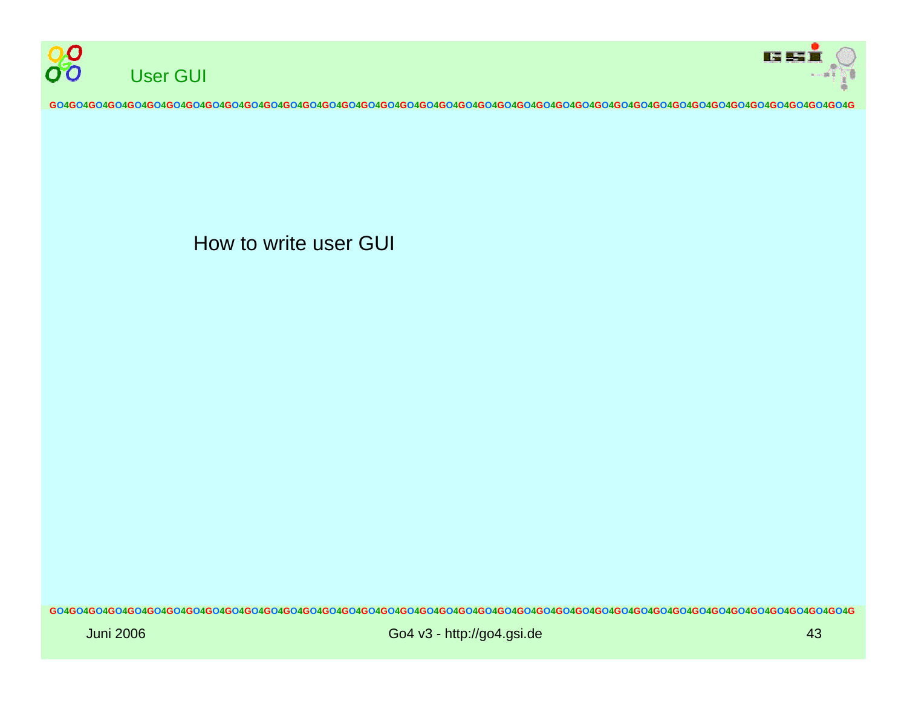# User GUI

How to write user GUI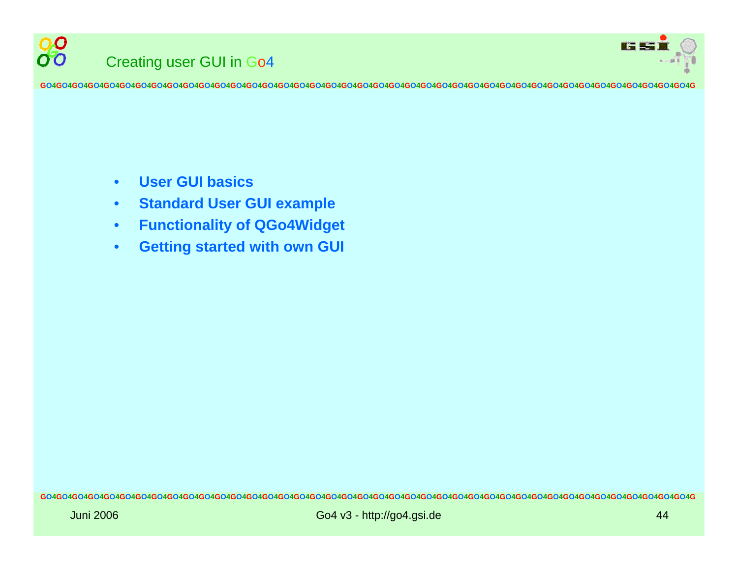# Creating user GUI in Go4

- **User GUI basics**
- **Standard User GUI example**
- **Functionality of QGo4Widget**
- **Getting started with own GUI**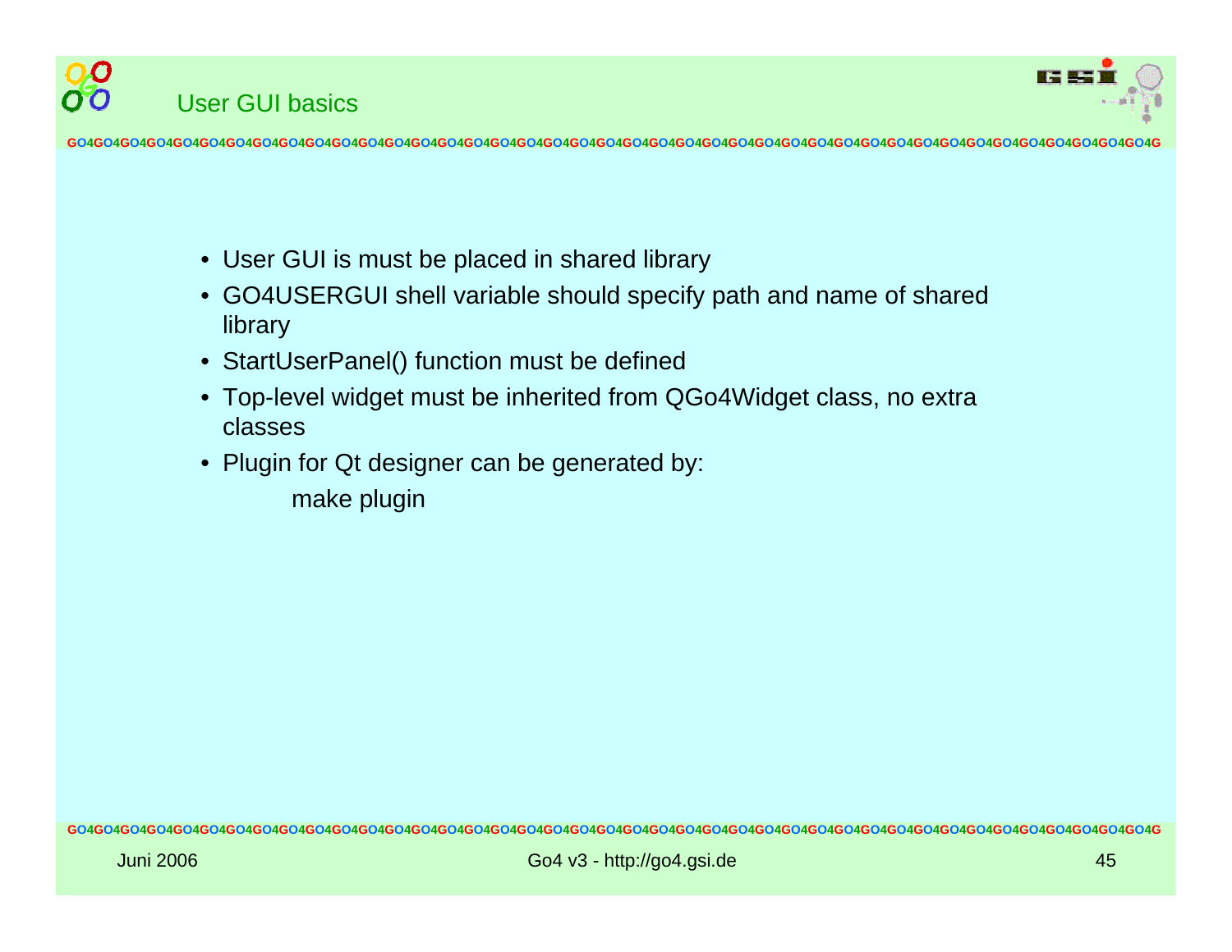## User GUI basics

- User GUI is must be placed in shared library
- GO4USERGUI shell variable should specify path and name of shared library
- StartUserPanel() function must be defined
- Top-level widget must be inherited from QGo4Widget class, no extra classes
- Plugin for Qt designer can be generated by:

```
make plugin
```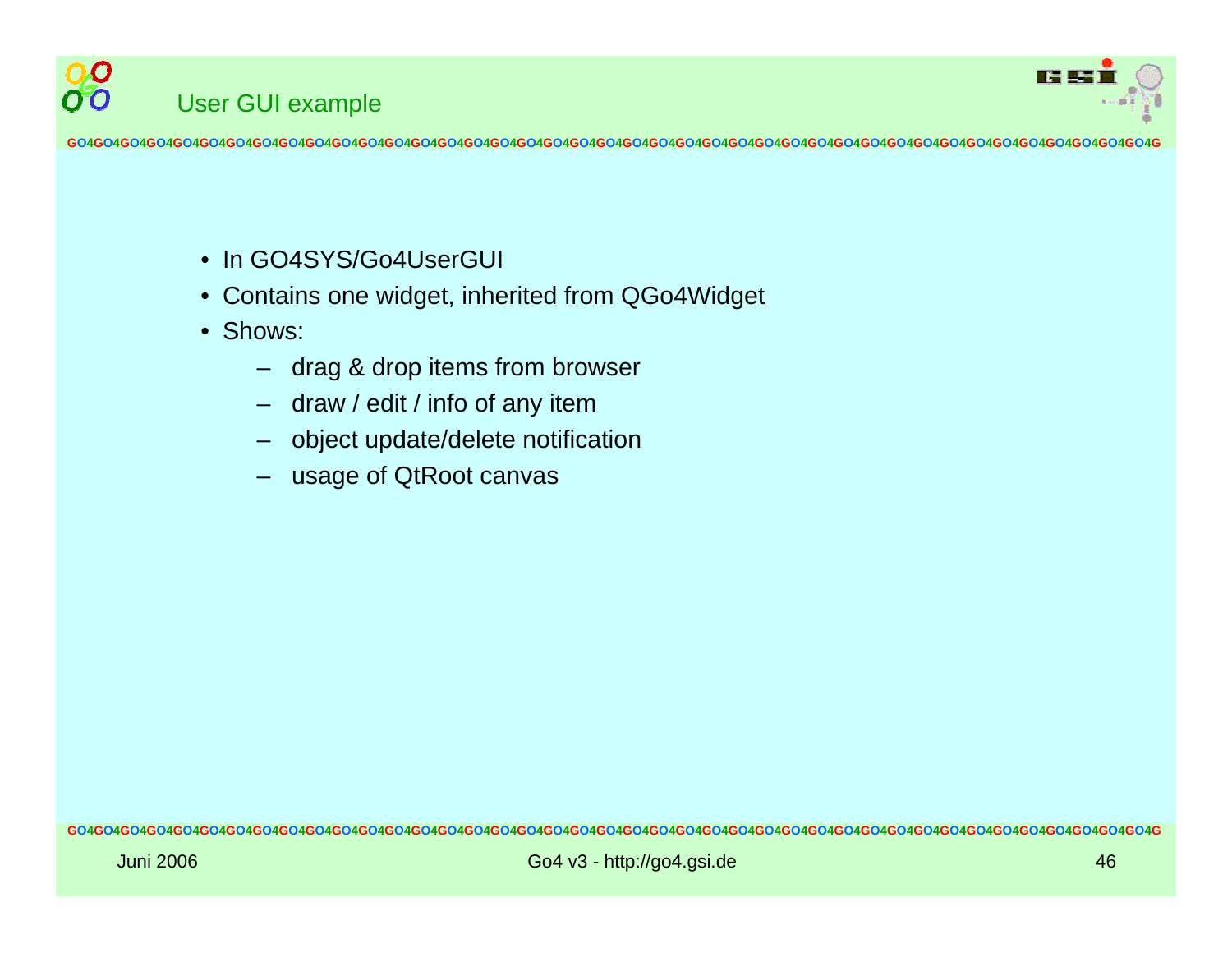# User GUI example

- In GO4SYS/Go4UserGUI
- Contains one widget, inherited from QGo4Widget
- Shows:
  - drag & drop items from browser
  - draw / edit / info of any item
  - object update/delete notification
  - usage of QtRoot canvas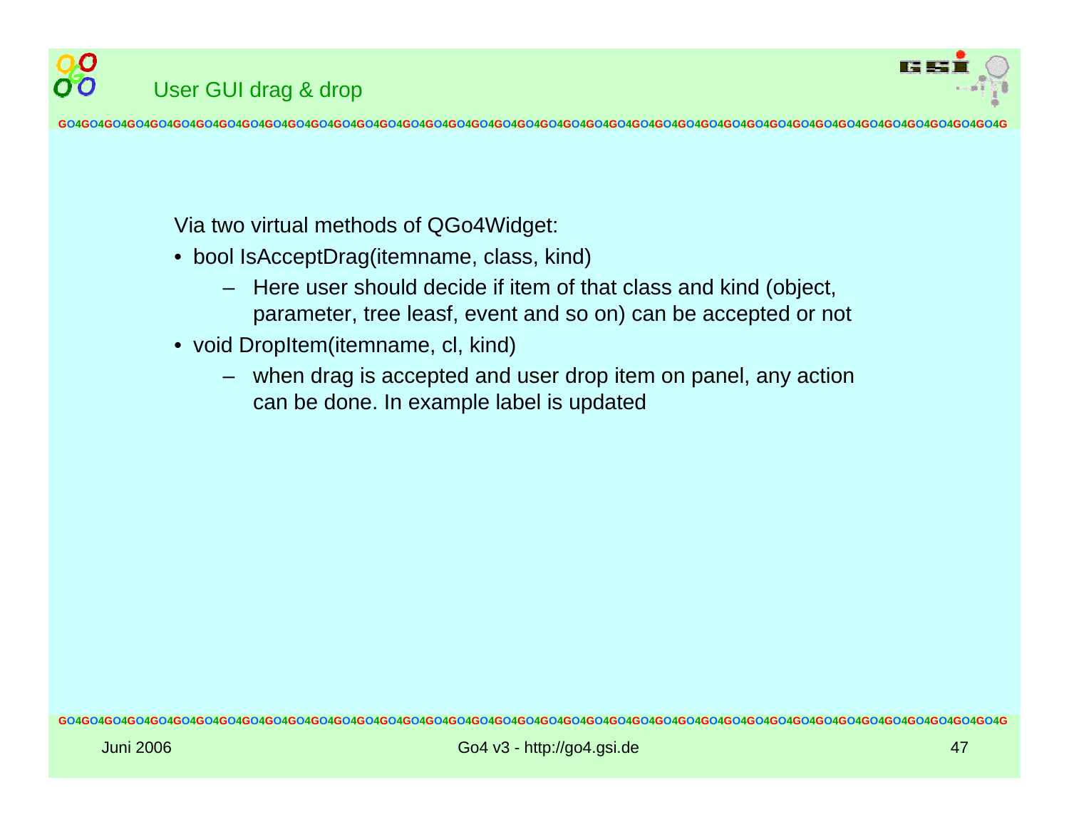# User GUI drag & drop

Via two virtual methods of QGo4Widget:

- bool IsAcceptDrag(itemname, class, kind)
  - Here user should decide if item of that class and kind (object, parameter, tree leasf, event and so on) can be accepted or not
- void DropItem(itemname, cl, kind)
  - when drag is accepted and user drop item on panel, any action can be done. In example label is updated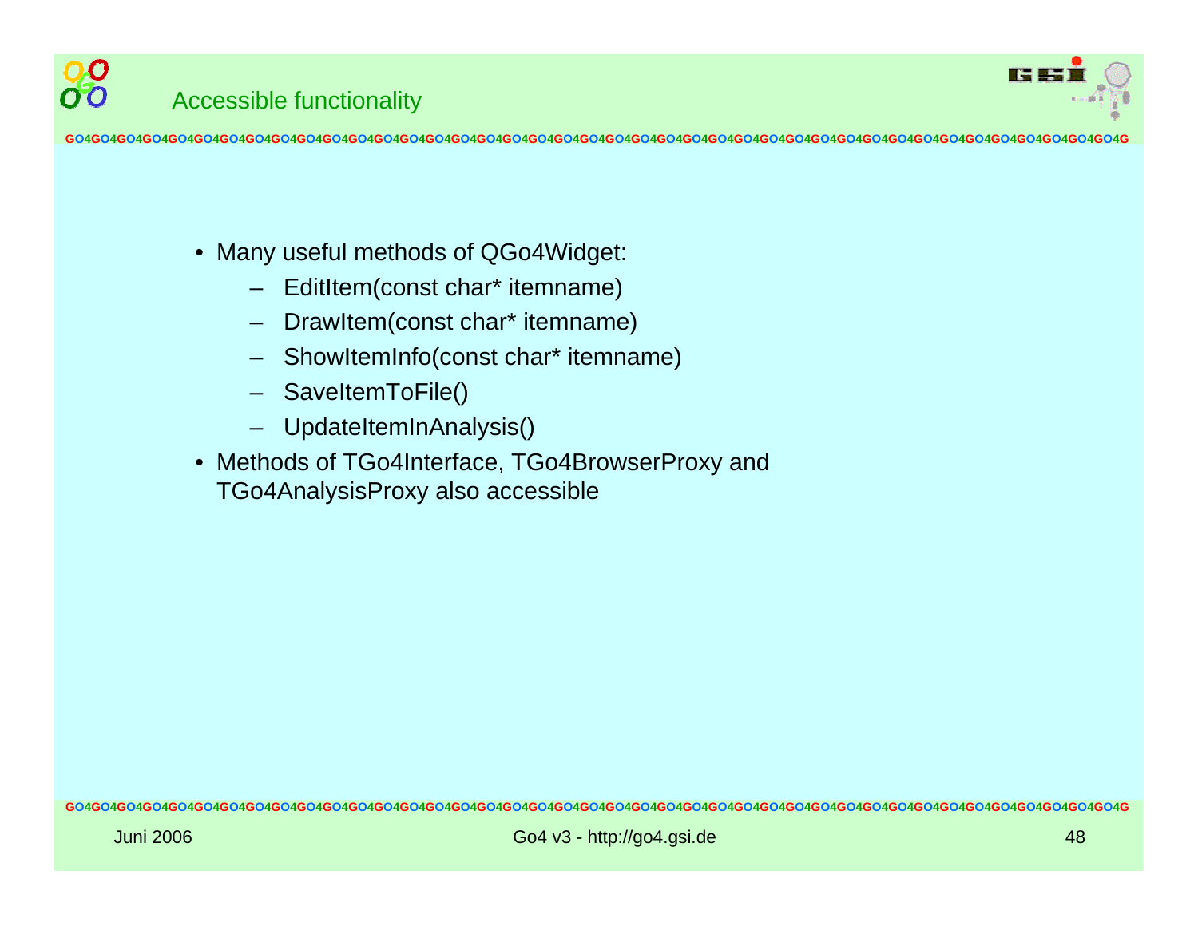## Accessible functionality

- Many useful methods of QGo4Widget:
  - EditItem(const char* itemname)
  - DrawItem(const char* itemname)
  - ShowItemInfo(const char* itemname)
  - SaveItemToFile()
  - UpdateItemInAnalysis()
- Methods of TGo4Interface, TGo4BrowserProxy and TGo4AnalysisProxy also accessible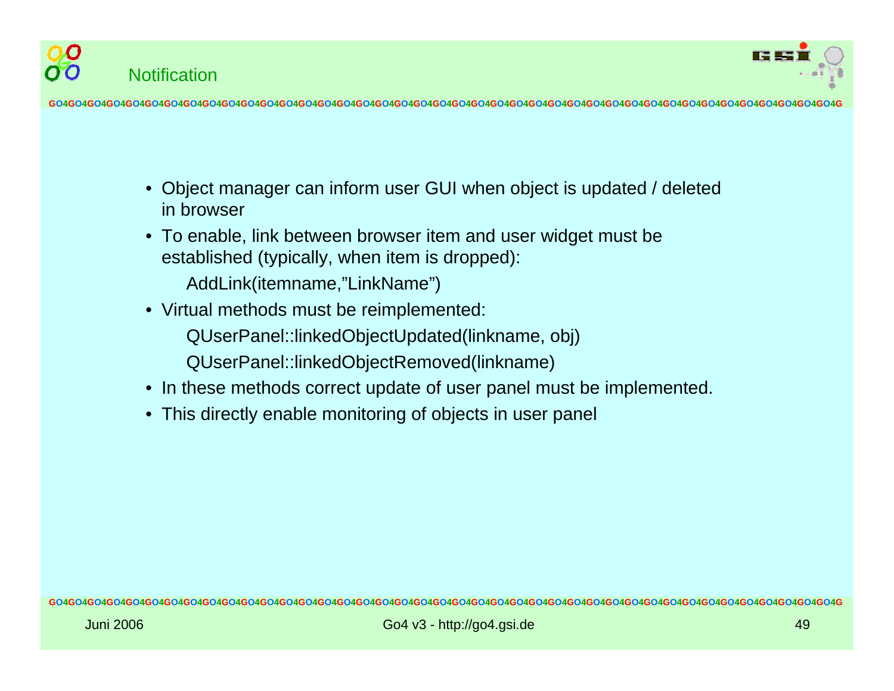## Notification

- Object manager can inform user GUI when object is updated / deleted in browser
- To enable, link between browser item and user widget must be established (typically, when item is dropped):

  AddLink(itemname,”LinkName”)

- Virtual methods must be reimplemented:

  QUserPanel::linkedObjectUpdated(linkname, obj)

  QUserPanel::linkedObjectRemoved(linkname)

- In these methods correct update of user panel must be implemented.
- This directly enable monitoring of objects in user panel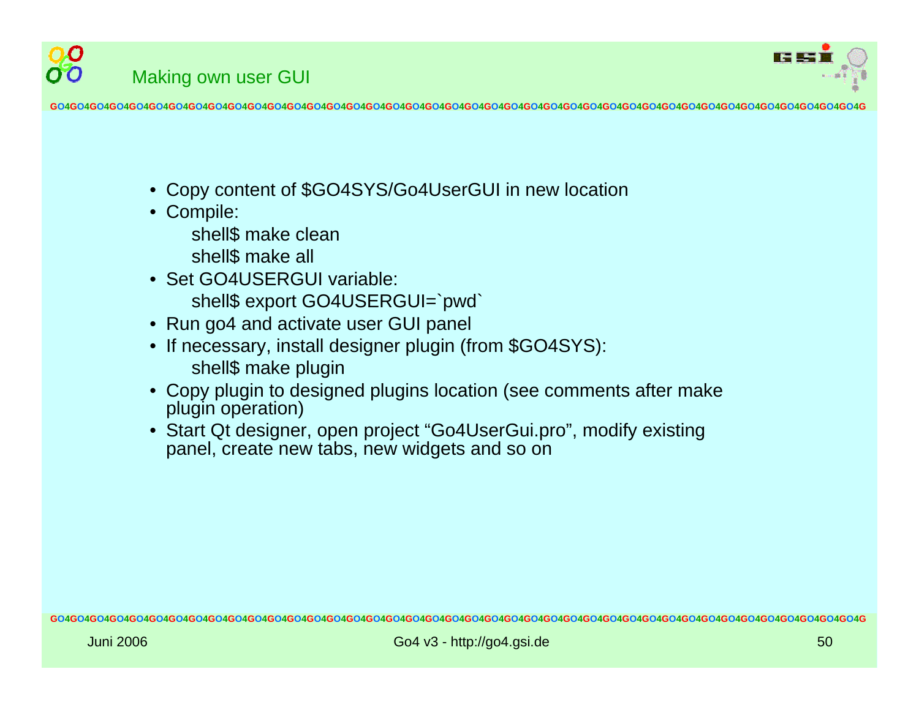## Making own user GUI

- Copy content of $GO4SYS/Go4UserGUI in new location
- Compile:

  shell$ make clean

  shell$ make all
- Set GO4USERGUI variable:

  shell$ export GO4USERGUI=`pwd`
- Run go4 and activate user GUI panel
- If necessary, install designer plugin (from $GO4SYS):

  shell$ make plugin
- Copy plugin to designed plugins location (see comments after make plugin operation)
- Start Qt designer, open project “Go4UserGui.pro”, modify existing panel, create new tabs, new widgets and so on